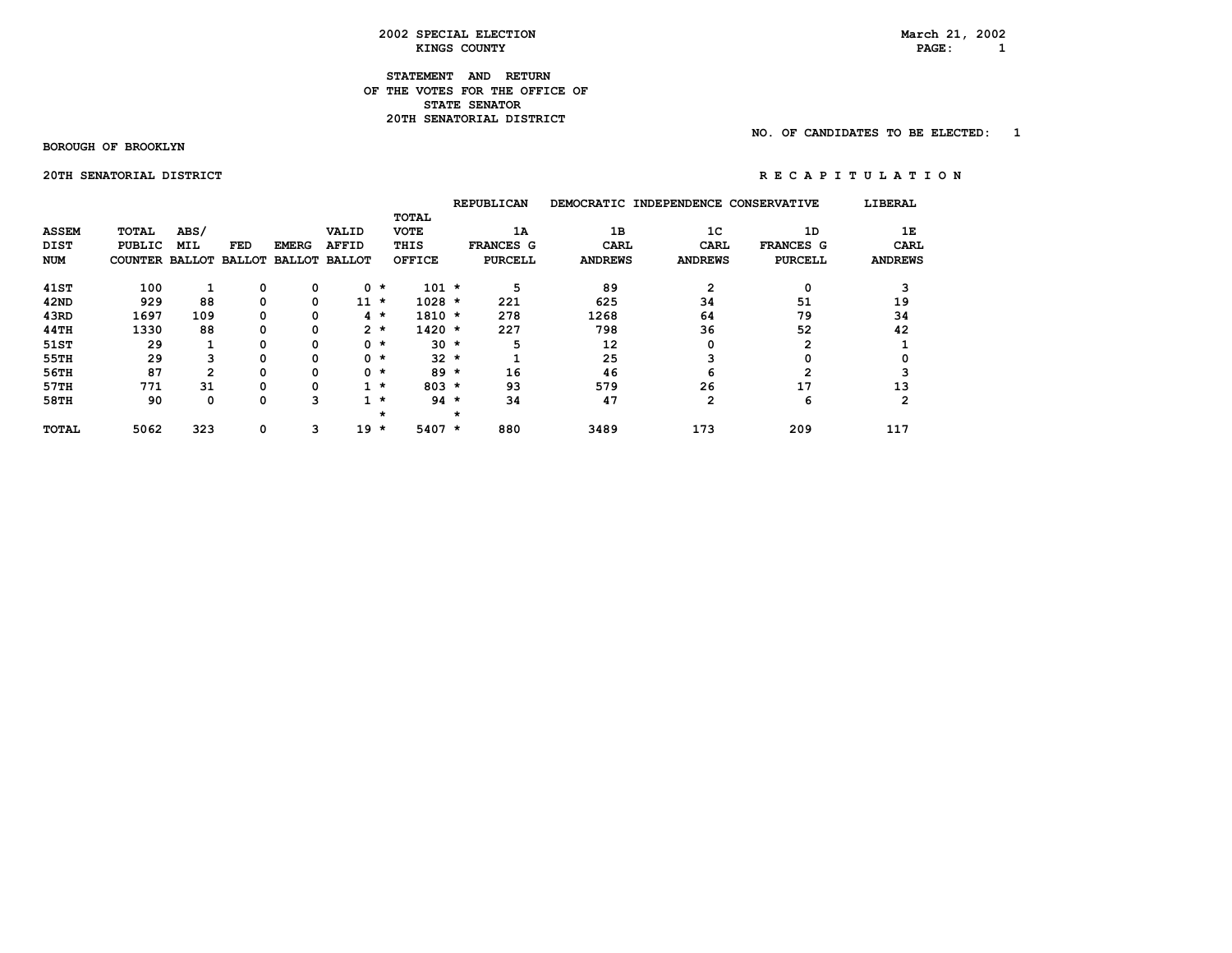# 2002 SPECIAL ELECTION
## KINGS COUNTY

March 21, 2002

## STATEMENT AND RETURN OF THE VOTES FOR THE OFFICE OF STATE SENATOR 20TH SENATORIAL DISTRICT

NO. OF CANDIDATES TO BE ELECTED: 1

BOROUGH OF BROOKLYN

20TH SENATORIAL DISTRICT

R E C A P I T U L A T I O N

| ASSEM DIST NUM | TOTAL PUBLIC COUNTER | ABS/ MIL BALLOT | FED BALLOT | EMERG BALLOT | VALID AFFID BALLOT | | TOTAL VOTE THIS OFFICE | | REPUBLICAN 1A FRANCES G PURCELL | DEMOCRATIC 1B CARL ANDREWS | INDEPENDENCE 1C CARL ANDREWS | CONSERVATIVE 1D FRANCES G PURCELL | LIBERAL 1E CARL ANDREWS |
|---|---|---|---|---|---|---|---|---|---|---|---|---|---|
| 41ST | 100 | 1 | 0 | 0 | 0 | * | 101 | * | 5 | 89 | 2 | 0 | 3 |
| 42ND | 929 | 88 | 0 | 0 | 11 | * | 1028 | * | 221 | 625 | 34 | 51 | 19 |
| 43RD | 1697 | 109 | 0 | 0 | 4 | * | 1810 | * | 278 | 1268 | 64 | 79 | 34 |
| 44TH | 1330 | 88 | 0 | 0 | 2 | * | 1420 | * | 227 | 798 | 36 | 52 | 42 |
| 51ST | 29 | 1 | 0 | 0 | 0 | * | 30 | * | 5 | 12 | 0 | 2 | 1 |
| 55TH | 29 | 3 | 0 | 0 | 0 | * | 32 | * | 1 | 25 | 3 | 0 | 0 |
| 56TH | 87 | 2 | 0 | 0 | 0 | * | 89 | * | 16 | 46 | 6 | 2 | 3 |
| 57TH | 771 | 31 | 0 | 0 | 1 | * | 803 | * | 93 | 579 | 26 | 17 | 13 |
| 58TH | 90 | 0 | 0 | 3 | 1 | * | 94 | * | 34 | 47 | 2 | 6 | 2 |
| | | | | | | * | | * | | | | | |
| TOTAL | 5062 | 323 | 0 | 3 | 19 | * | 5407 | * | 880 | 3489 | 173 | 209 | 117 |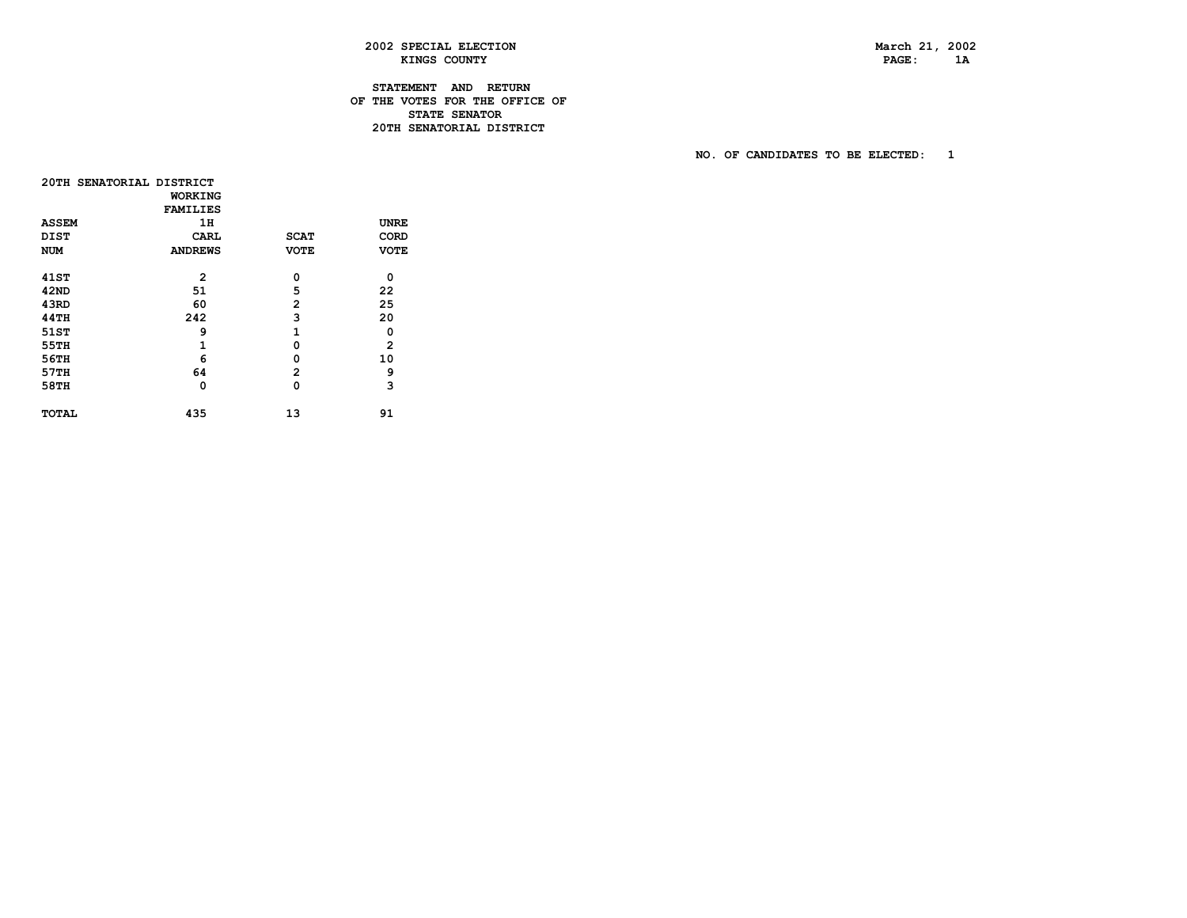2002 SPECIAL ELECTION
KINGS COUNTY

March 21, 2002

STATEMENT AND RETURN
OF THE VOTES FOR THE OFFICE OF
STATE SENATOR
20TH SENATORIAL DISTRICT

NO. OF CANDIDATES TO BE ELECTED: 1

20TH SENATORIAL DISTRICT

| ASSEM DIST NUM | WORKING FAMILIES 1H CARL ANDREWS | SCAT VOTE | UNRE CORD VOTE |
|---|---|---|---|
| 41ST | 2 | 0 | 0 |
| 42ND | 51 | 5 | 22 |
| 43RD | 60 | 2 | 25 |
| 44TH | 242 | 3 | 20 |
| 51ST | 9 | 1 | 0 |
| 55TH | 1 | 0 | 2 |
| 56TH | 6 | 0 | 10 |
| 57TH | 64 | 2 | 9 |
| 58TH | 0 | 0 | 3 |
| TOTAL | 435 | 13 | 91 |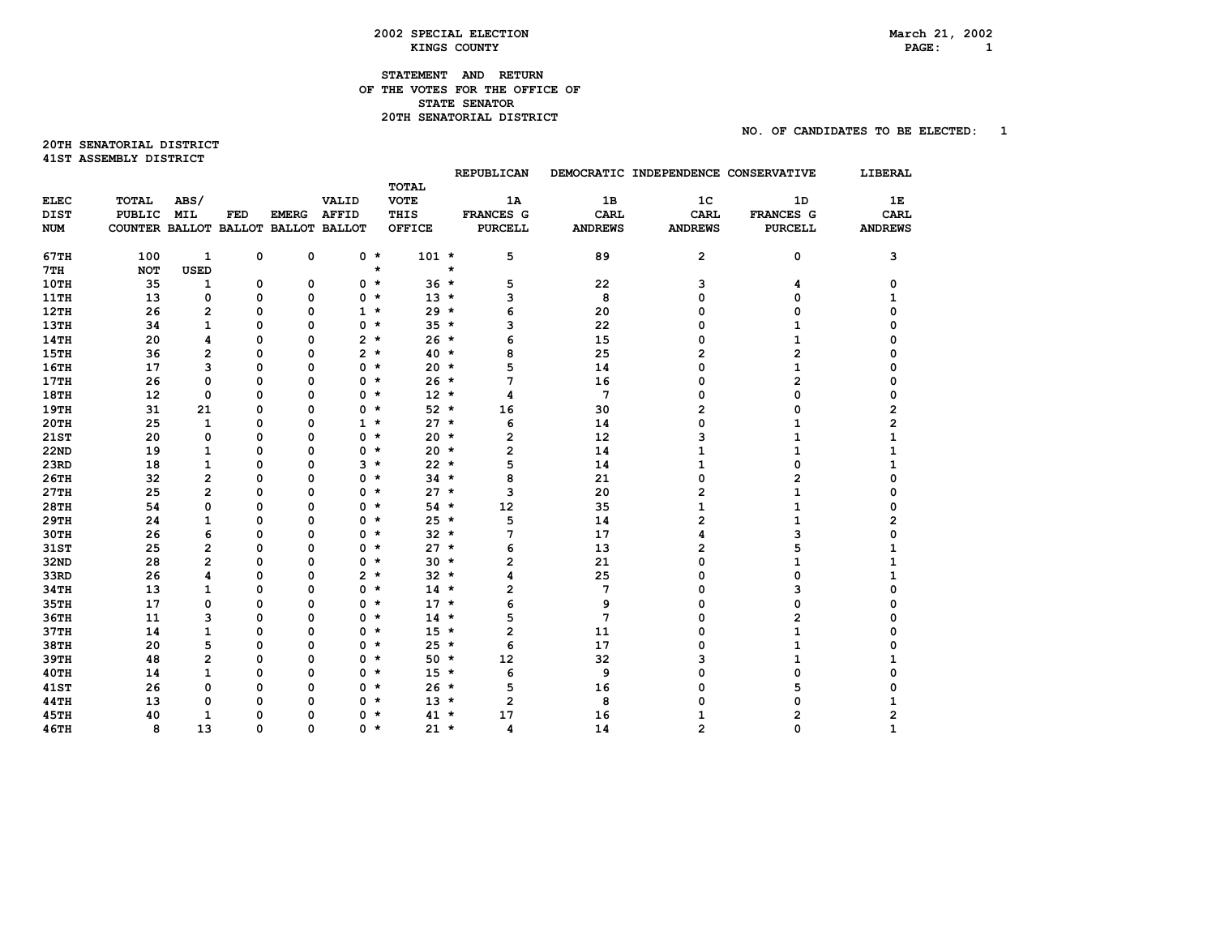**2002 SPECIAL ELECTION**
**KINGS COUNTY**

March 21, 2002

## STATEMENT AND RETURN OF THE VOTES FOR THE OFFICE OF STATE SENATOR 20TH SENATORIAL DISTRICT

NO. OF CANDIDATES TO BE ELECTED: 1

**20TH SENATORIAL DISTRICT**
**41ST ASSEMBLY DISTRICT**

| | | | | | | | REPUBLICAN | DEMOCRATIC | INDEPENDENCE | CONSERVATIVE | LIBERAL |
|---|---|---|---|---|---|---|---|---|---|---|---|
| ELEC DIST NUM | TOTAL PUBLIC COUNTER | ABS/ MIL BALLOT | FED BALLOT | EMERG BALLOT | VALID AFFID BALLOT | TOTAL VOTE THIS OFFICE | 1A FRANCES G PURCELL | 1B CARL ANDREWS | 1C CARL ANDREWS | 1D FRANCES G PURCELL | 1E CARL ANDREWS |
| 67TH | 100 | 1 | 0 | 0 | 0 * | 101 * | 5 | 89 | 2 | 0 | 3 |
| 7TH | NOT | USED | | | * | * | | | | | |
| 10TH | 35 | 1 | 0 | 0 | 0 * | 36 * | 5 | 22 | 3 | 4 | 0 |
| 11TH | 13 | 0 | 0 | 0 | 0 * | 13 * | 3 | 8 | 0 | 0 | 1 |
| 12TH | 26 | 2 | 0 | 0 | 1 * | 29 * | 6 | 20 | 0 | 0 | 0 |
| 13TH | 34 | 1 | 0 | 0 | 0 * | 35 * | 3 | 22 | 0 | 1 | 0 |
| 14TH | 20 | 4 | 0 | 0 | 2 * | 26 * | 6 | 15 | 0 | 1 | 0 |
| 15TH | 36 | 2 | 0 | 0 | 2 * | 40 * | 8 | 25 | 2 | 2 | 0 |
| 16TH | 17 | 3 | 0 | 0 | 0 * | 20 * | 5 | 14 | 0 | 1 | 0 |
| 17TH | 26 | 0 | 0 | 0 | 0 * | 26 * | 7 | 16 | 0 | 2 | 0 |
| 18TH | 12 | 0 | 0 | 0 | 0 * | 12 * | 4 | 7 | 0 | 0 | 0 |
| 19TH | 31 | 21 | 0 | 0 | 0 * | 52 * | 16 | 30 | 2 | 0 | 2 |
| 20TH | 25 | 1 | 0 | 0 | 1 * | 27 * | 6 | 14 | 0 | 1 | 2 |
| 21ST | 20 | 0 | 0 | 0 | 0 * | 20 * | 2 | 12 | 3 | 1 | 1 |
| 22ND | 19 | 1 | 0 | 0 | 0 * | 20 * | 2 | 14 | 1 | 1 | 1 |
| 23RD | 18 | 1 | 0 | 0 | 3 * | 22 * | 5 | 14 | 1 | 0 | 1 |
| 26TH | 32 | 2 | 0 | 0 | 0 * | 34 * | 8 | 21 | 0 | 2 | 0 |
| 27TH | 25 | 2 | 0 | 0 | 0 * | 27 * | 3 | 20 | 2 | 1 | 0 |
| 28TH | 54 | 0 | 0 | 0 | 0 * | 54 * | 12 | 35 | 1 | 1 | 0 |
| 29TH | 24 | 1 | 0 | 0 | 0 * | 25 * | 5 | 14 | 2 | 1 | 2 |
| 30TH | 26 | 6 | 0 | 0 | 0 * | 32 * | 7 | 17 | 4 | 3 | 0 |
| 31ST | 25 | 2 | 0 | 0 | 0 * | 27 * | 6 | 13 | 2 | 5 | 1 |
| 32ND | 28 | 2 | 0 | 0 | 0 * | 30 * | 2 | 21 | 0 | 1 | 1 |
| 33RD | 26 | 4 | 0 | 0 | 2 * | 32 * | 4 | 25 | 0 | 0 | 1 |
| 34TH | 13 | 1 | 0 | 0 | 0 * | 14 * | 2 | 7 | 0 | 3 | 0 |
| 35TH | 17 | 0 | 0 | 0 | 0 * | 17 * | 6 | 9 | 0 | 0 | 0 |
| 36TH | 11 | 3 | 0 | 0 | 0 * | 14 * | 5 | 7 | 0 | 2 | 0 |
| 37TH | 14 | 1 | 0 | 0 | 0 * | 15 * | 2 | 11 | 0 | 1 | 0 |
| 38TH | 20 | 5 | 0 | 0 | 0 * | 25 * | 6 | 17 | 0 | 1 | 0 |
| 39TH | 48 | 2 | 0 | 0 | 0 * | 50 * | 12 | 32 | 3 | 1 | 1 |
| 40TH | 14 | 1 | 0 | 0 | 0 * | 15 * | 6 | 9 | 0 | 0 | 0 |
| 41ST | 26 | 0 | 0 | 0 | 0 * | 26 * | 5 | 16 | 0 | 5 | 0 |
| 44TH | 13 | 0 | 0 | 0 | 0 * | 13 * | 2 | 8 | 0 | 0 | 1 |
| 45TH | 40 | 1 | 0 | 0 | 0 * | 41 * | 17 | 16 | 1 | 2 | 2 |
| 46TH | 8 | 13 | 0 | 0 | 0 * | 21 * | 4 | 14 | 2 | 0 | 1 |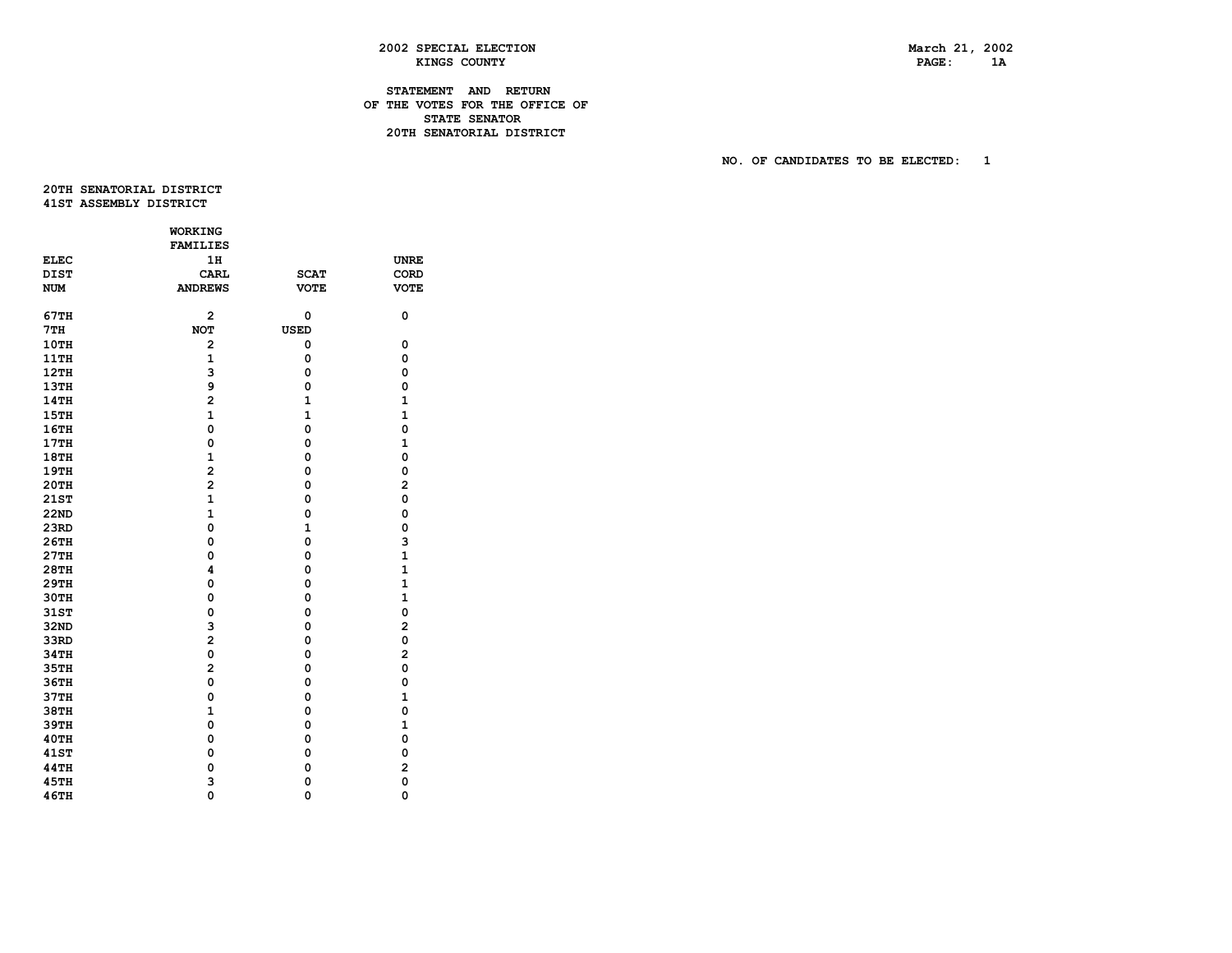**2002 SPECIAL ELECTION**
**KINGS COUNTY**

March 21, 2002

**STATEMENT AND RETURN**
**OF THE VOTES FOR THE OFFICE OF**
**STATE SENATOR**
**20TH SENATORIAL DISTRICT**

NO. OF CANDIDATES TO BE ELECTED: 1

**20TH SENATORIAL DISTRICT**
**41ST ASSEMBLY DISTRICT**

| ELEC DIST NUM | WORKING FAMILIES 1H CARL ANDREWS | SCAT VOTE | UNRE CORD VOTE |
|---|---|---|---|
| 67TH | 2 | 0 | 0 |
| 7TH | NOT | USED | |
| 10TH | 2 | 0 | 0 |
| 11TH | 1 | 0 | 0 |
| 12TH | 3 | 0 | 0 |
| 13TH | 9 | 0 | 0 |
| 14TH | 2 | 1 | 1 |
| 15TH | 1 | 1 | 1 |
| 16TH | 0 | 0 | 0 |
| 17TH | 0 | 0 | 1 |
| 18TH | 1 | 0 | 0 |
| 19TH | 2 | 0 | 0 |
| 20TH | 2 | 0 | 2 |
| 21ST | 1 | 0 | 0 |
| 22ND | 1 | 0 | 0 |
| 23RD | 0 | 1 | 0 |
| 26TH | 0 | 0 | 3 |
| 27TH | 0 | 0 | 1 |
| 28TH | 4 | 0 | 1 |
| 29TH | 0 | 0 | 1 |
| 30TH | 0 | 0 | 1 |
| 31ST | 0 | 0 | 0 |
| 32ND | 3 | 0 | 2 |
| 33RD | 2 | 0 | 0 |
| 34TH | 0 | 0 | 2 |
| 35TH | 2 | 0 | 0 |
| 36TH | 0 | 0 | 0 |
| 37TH | 0 | 0 | 1 |
| 38TH | 1 | 0 | 0 |
| 39TH | 0 | 0 | 1 |
| 40TH | 0 | 0 | 0 |
| 41ST | 0 | 0 | 0 |
| 44TH | 0 | 0 | 2 |
| 45TH | 3 | 0 | 0 |
| 46TH | 0 | 0 | 0 |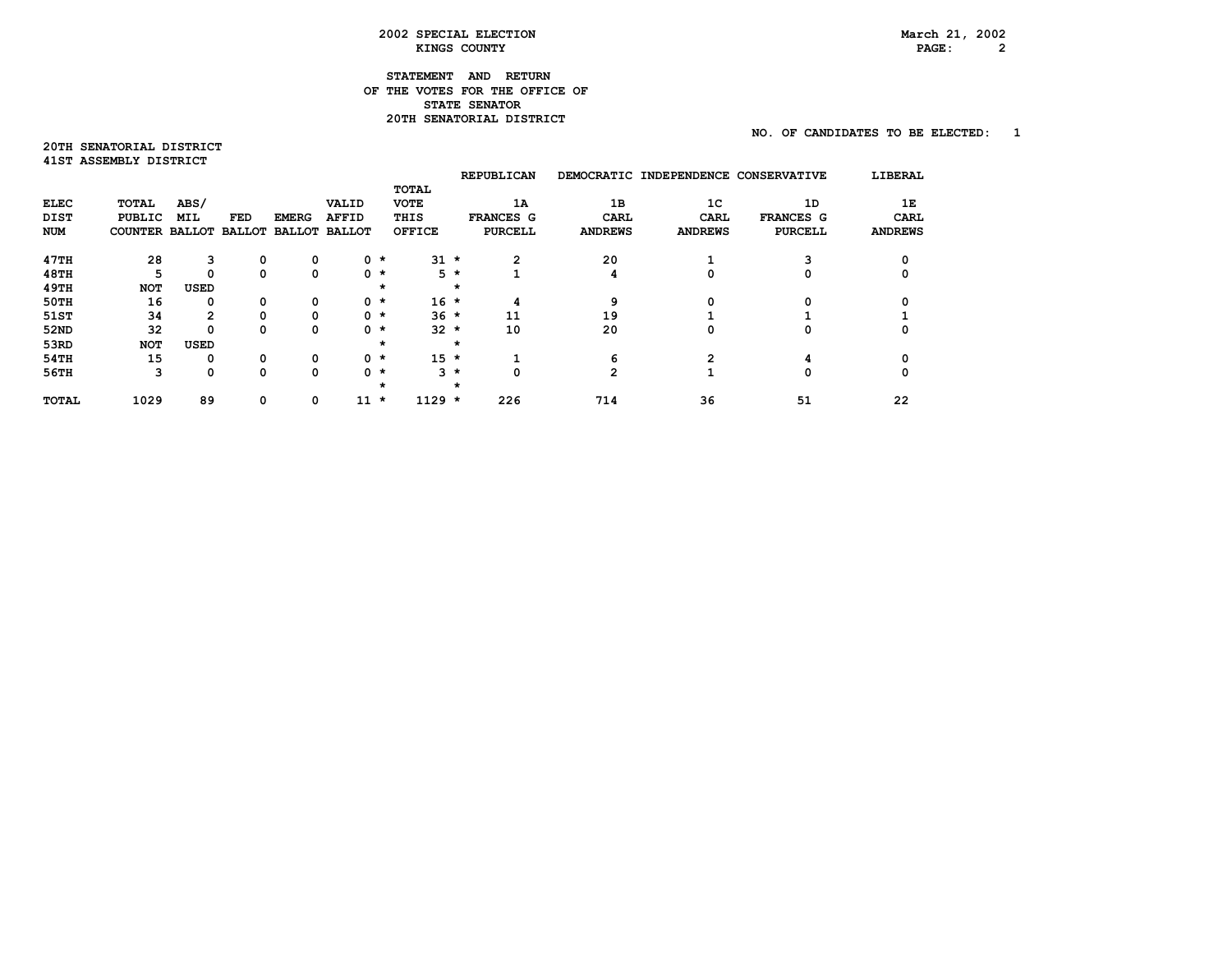# 2002 SPECIAL ELECTION
## KINGS COUNTY

March 21, 2002

### STATEMENT AND RETURN OF THE VOTES FOR THE OFFICE OF STATE SENATOR 20TH SENATORIAL DISTRICT

NO. OF CANDIDATES TO BE ELECTED: 1

**20TH SENATORIAL DISTRICT**
**41ST ASSEMBLY DISTRICT**

| ELEC DIST NUM | TOTAL PUBLIC COUNTER | ABS/ MIL BALLOT | FED BALLOT | EMERG BALLOT | VALID AFFID BALLOT | | TOTAL VOTE THIS OFFICE | | REPUBLICAN 1A FRANCES G PURCELL | DEMOCRATIC 1B CARL ANDREWS | INDEPENDENCE 1C CARL ANDREWS | CONSERVATIVE 1D FRANCES G PURCELL | LIBERAL 1E CARL ANDREWS |
|---|---|---|---|---|---|---|---|---|---|---|---|---|---|
| 47TH | 28 | 3 | 0 | 0 | 0 | * | 31 | * | 2 | 20 | 1 | 3 | 0 |
| 48TH | 5 | 0 | 0 | 0 | 0 | * | 5 | * | 1 | 4 | 0 | 0 | 0 |
| 49TH | NOT | USED | | | | * | | * | | | | | |
| 50TH | 16 | 0 | 0 | 0 | 0 | * | 16 | * | 4 | 9 | 0 | 0 | 0 |
| 51ST | 34 | 2 | 0 | 0 | 0 | * | 36 | * | 11 | 19 | 1 | 1 | 1 |
| 52ND | 32 | 0 | 0 | 0 | 0 | * | 32 | * | 10 | 20 | 0 | 0 | 0 |
| 53RD | NOT | USED | | | | * | | * | | | | | |
| 54TH | 15 | 0 | 0 | 0 | 0 | * | 15 | * | 1 | 6 | 2 | 4 | 0 |
| 56TH | 3 | 0 | 0 | 0 | 0 | * | 3 | * | 0 | 2 | 1 | 0 | 0 |
| | | | | | | * | | * | | | | | |
| TOTAL | 1029 | 89 | 0 | 0 | 11 | * | 1129 | * | 226 | 714 | 36 | 51 | 22 |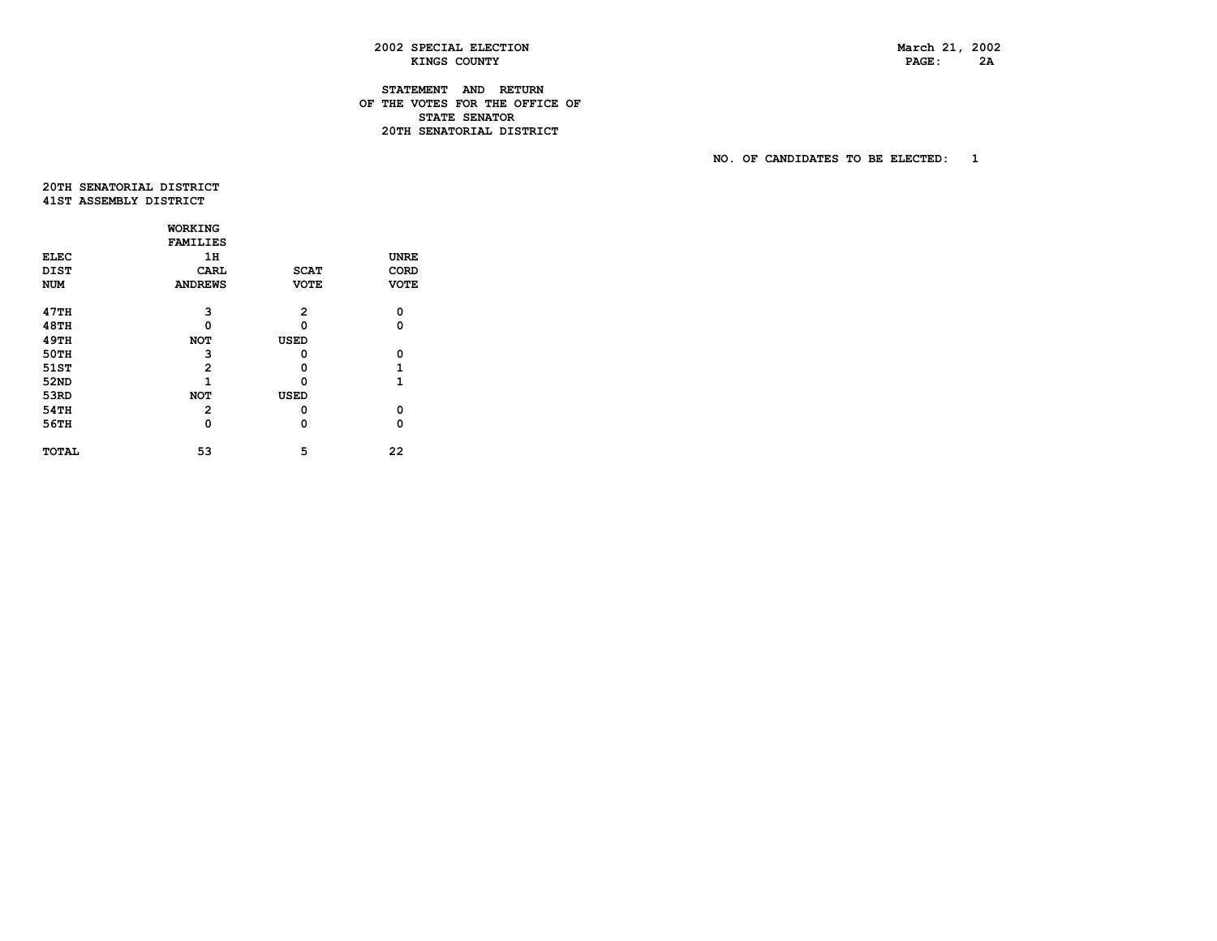**2002 SPECIAL ELECTION**
**KINGS COUNTY**

March 21, 2002

**STATEMENT AND RETURN**
**OF THE VOTES FOR THE OFFICE OF**
**STATE SENATOR**
**20TH SENATORIAL DISTRICT**

**NO. OF CANDIDATES TO BE ELECTED: 1**

**20TH SENATORIAL DISTRICT**
**41ST ASSEMBLY DISTRICT**

| ELEC DIST NUM | WORKING FAMILIES 1H CARL ANDREWS | SCAT VOTE | UNRE CORD VOTE |
|---|---|---|---|
| 47TH | 3 | 2 | 0 |
| 48TH | 0 | 0 | 0 |
| 49TH | NOT | USED | |
| 50TH | 3 | 0 | 0 |
| 51ST | 2 | 0 | 1 |
| 52ND | 1 | 0 | 1 |
| 53RD | NOT | USED | |
| 54TH | 2 | 0 | 0 |
| 56TH | 0 | 0 | 0 |
| TOTAL | 53 | 5 | 22 |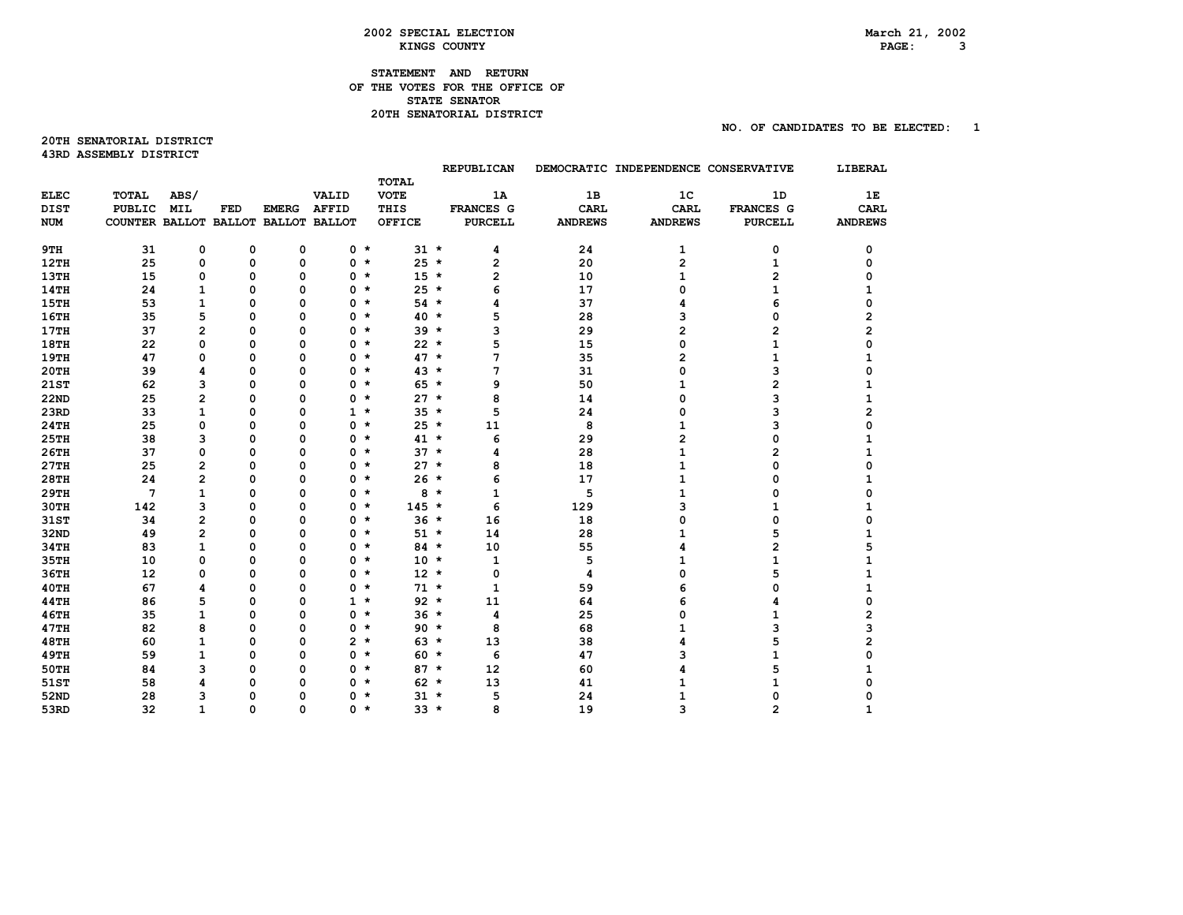**2002 SPECIAL ELECTION**
**KINGS COUNTY**

March 21, 2002

**STATEMENT AND RETURN**
**OF THE VOTES FOR THE OFFICE OF**
**STATE SENATOR**
**20TH SENATORIAL DISTRICT**

NO. OF CANDIDATES TO BE ELECTED: 1

**20TH SENATORIAL DISTRICT**
**43RD ASSEMBLY DISTRICT**

| ELEC DIST NUM | TOTAL PUBLIC COUNTER | ABS/ MIL BALLOT | FED BALLOT | EMERG BALLOT | VALID AFFID BALLOT | | TOTAL VOTE THIS OFFICE | | REPUBLICAN 1A FRANCES G PURCELL | DEMOCRATIC 1B CARL ANDREWS | INDEPENDENCE 1C CARL ANDREWS | CONSERVATIVE 1D FRANCES G PURCELL | LIBERAL 1E CARL ANDREWS |
|---|---|---|---|---|---|---|---|---|---|---|---|---|---|
| 9TH | 31 | 0 | 0 | 0 | 0 | * | 31 | * | 4 | 24 | 1 | 0 | 0 |
| 12TH | 25 | 0 | 0 | 0 | 0 | * | 25 | * | 2 | 20 | 2 | 1 | 0 |
| 13TH | 15 | 0 | 0 | 0 | 0 | * | 15 | * | 2 | 10 | 1 | 2 | 0 |
| 14TH | 24 | 1 | 0 | 0 | 0 | * | 25 | * | 6 | 17 | 0 | 1 | 1 |
| 15TH | 53 | 1 | 0 | 0 | 0 | * | 54 | * | 4 | 37 | 4 | 6 | 0 |
| 16TH | 35 | 5 | 0 | 0 | 0 | * | 40 | * | 5 | 28 | 3 | 0 | 2 |
| 17TH | 37 | 2 | 0 | 0 | 0 | * | 39 | * | 3 | 29 | 2 | 2 | 2 |
| 18TH | 22 | 0 | 0 | 0 | 0 | * | 22 | * | 5 | 15 | 0 | 1 | 0 |
| 19TH | 47 | 0 | 0 | 0 | 0 | * | 47 | * | 7 | 35 | 2 | 1 | 1 |
| 20TH | 39 | 4 | 0 | 0 | 0 | * | 43 | * | 7 | 31 | 0 | 3 | 0 |
| 21ST | 62 | 3 | 0 | 0 | 0 | * | 65 | * | 9 | 50 | 1 | 2 | 1 |
| 22ND | 25 | 2 | 0 | 0 | 0 | * | 27 | * | 8 | 14 | 0 | 3 | 1 |
| 23RD | 33 | 1 | 0 | 0 | 1 | * | 35 | * | 5 | 24 | 0 | 3 | 2 |
| 24TH | 25 | 0 | 0 | 0 | 0 | * | 25 | * | 11 | 8 | 1 | 3 | 0 |
| 25TH | 38 | 3 | 0 | 0 | 0 | * | 41 | * | 6 | 29 | 2 | 0 | 1 |
| 26TH | 37 | 0 | 0 | 0 | 0 | * | 37 | * | 4 | 28 | 1 | 2 | 1 |
| 27TH | 25 | 2 | 0 | 0 | 0 | * | 27 | * | 8 | 18 | 1 | 0 | 0 |
| 28TH | 24 | 2 | 0 | 0 | 0 | * | 26 | * | 6 | 17 | 1 | 0 | 1 |
| 29TH | 7 | 1 | 0 | 0 | 0 | * | 8 | * | 1 | 5 | 1 | 0 | 0 |
| 30TH | 142 | 3 | 0 | 0 | 0 | * | 145 | * | 6 | 129 | 3 | 1 | 1 |
| 31ST | 34 | 2 | 0 | 0 | 0 | * | 36 | * | 16 | 18 | 0 | 0 | 0 |
| 32ND | 49 | 2 | 0 | 0 | 0 | * | 51 | * | 14 | 28 | 1 | 5 | 1 |
| 34TH | 83 | 1 | 0 | 0 | 0 | * | 84 | * | 10 | 55 | 4 | 2 | 5 |
| 35TH | 10 | 0 | 0 | 0 | 0 | * | 10 | * | 1 | 5 | 1 | 1 | 1 |
| 36TH | 12 | 0 | 0 | 0 | 0 | * | 12 | * | 0 | 4 | 0 | 5 | 1 |
| 40TH | 67 | 4 | 0 | 0 | 0 | * | 71 | * | 1 | 59 | 6 | 0 | 1 |
| 44TH | 86 | 5 | 0 | 0 | 1 | * | 92 | * | 11 | 64 | 6 | 4 | 0 |
| 46TH | 35 | 1 | 0 | 0 | 0 | * | 36 | * | 4 | 25 | 0 | 1 | 2 |
| 47TH | 82 | 8 | 0 | 0 | 0 | * | 90 | * | 8 | 68 | 1 | 3 | 3 |
| 48TH | 60 | 1 | 0 | 0 | 2 | * | 63 | * | 13 | 38 | 4 | 5 | 2 |
| 49TH | 59 | 1 | 0 | 0 | 0 | * | 60 | * | 6 | 47 | 3 | 1 | 0 |
| 50TH | 84 | 3 | 0 | 0 | 0 | * | 87 | * | 12 | 60 | 4 | 5 | 1 |
| 51ST | 58 | 4 | 0 | 0 | 0 | * | 62 | * | 13 | 41 | 1 | 1 | 0 |
| 52ND | 28 | 3 | 0 | 0 | 0 | * | 31 | * | 5 | 24 | 1 | 0 | 0 |
| 53RD | 32 | 1 | 0 | 0 | 0 | * | 33 | * | 8 | 19 | 3 | 2 | 1 |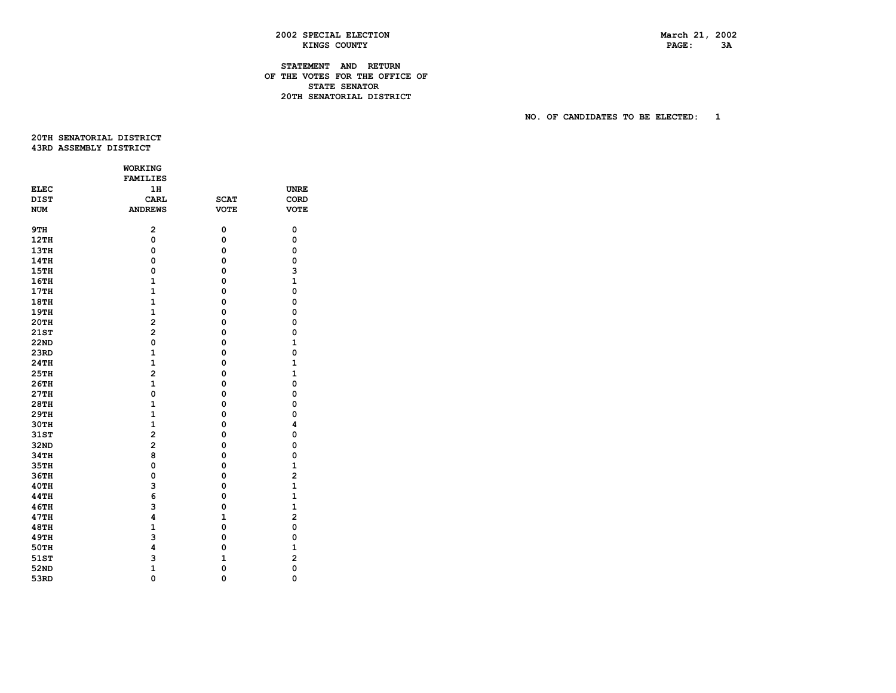# 2002 SPECIAL ELECTION
## KINGS COUNTY

March 21, 2002

### STATEMENT AND RETURN
### OF THE VOTES FOR THE OFFICE OF
### STATE SENATOR
### 20TH SENATORIAL DISTRICT

NO. OF CANDIDATES TO BE ELECTED: 1

20TH SENATORIAL DISTRICT
43RD ASSEMBLY DISTRICT

| ELEC DIST NUM | WORKING FAMILIES 1H CARL ANDREWS | SCAT VOTE | UNRE CORD VOTE |
|---|---|---|---|
| 9TH | 2 | 0 | 0 |
| 12TH | 0 | 0 | 0 |
| 13TH | 0 | 0 | 0 |
| 14TH | 0 | 0 | 0 |
| 15TH | 0 | 0 | 3 |
| 16TH | 1 | 0 | 1 |
| 17TH | 1 | 0 | 0 |
| 18TH | 1 | 0 | 0 |
| 19TH | 1 | 0 | 0 |
| 20TH | 2 | 0 | 0 |
| 21ST | 2 | 0 | 0 |
| 22ND | 0 | 0 | 1 |
| 23RD | 1 | 0 | 0 |
| 24TH | 1 | 0 | 1 |
| 25TH | 2 | 0 | 1 |
| 26TH | 1 | 0 | 0 |
| 27TH | 0 | 0 | 0 |
| 28TH | 1 | 0 | 0 |
| 29TH | 1 | 0 | 0 |
| 30TH | 1 | 0 | 4 |
| 31ST | 2 | 0 | 0 |
| 32ND | 2 | 0 | 0 |
| 34TH | 8 | 0 | 0 |
| 35TH | 0 | 0 | 1 |
| 36TH | 0 | 0 | 2 |
| 40TH | 3 | 0 | 1 |
| 44TH | 6 | 0 | 1 |
| 46TH | 3 | 0 | 1 |
| 47TH | 4 | 1 | 2 |
| 48TH | 1 | 0 | 0 |
| 49TH | 3 | 0 | 0 |
| 50TH | 4 | 0 | 1 |
| 51ST | 3 | 1 | 2 |
| 52ND | 1 | 0 | 0 |
| 53RD | 0 | 0 | 0 |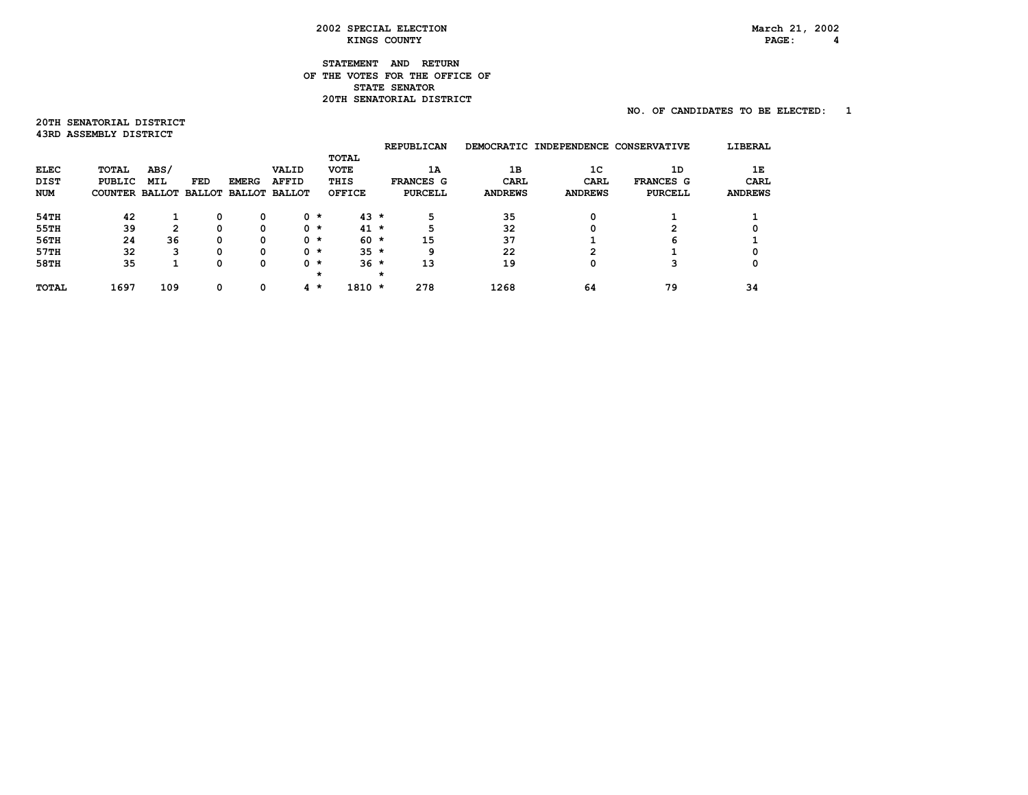**2002 SPECIAL ELECTION**
**KINGS COUNTY**

March 21, 2002

**STATEMENT AND RETURN**
**OF THE VOTES FOR THE OFFICE OF**
**STATE SENATOR**
**20TH SENATORIAL DISTRICT**

NO. OF CANDIDATES TO BE ELECTED: 1

**20TH SENATORIAL DISTRICT**
**43RD ASSEMBLY DISTRICT**

| | | | | | | | REPUBLICAN | DEMOCRATIC | INDEPENDENCE | CONSERVATIVE | LIBERAL |
|---|---|---|---|---|---|---|---|---|---|---|---|
| ELEC DIST NUM | TOTAL PUBLIC COUNTER | ABS/ MIL BALLOT | FED BALLOT | EMERG BALLOT | VALID AFFID BALLOT | TOTAL VOTE THIS OFFICE | 1A FRANCES G PURCELL | 1B CARL ANDREWS | 1C CARL ANDREWS | 1D FRANCES G PURCELL | 1E CARL ANDREWS |
| 54TH | 42 | 1 | 0 | 0 | 0 * | 43 * | 5 | 35 | 0 | 1 | 1 |
| 55TH | 39 | 2 | 0 | 0 | 0 * | 41 * | 5 | 32 | 0 | 2 | 0 |
| 56TH | 24 | 36 | 0 | 0 | 0 * | 60 * | 15 | 37 | 1 | 6 | 1 |
| 57TH | 32 | 3 | 0 | 0 | 0 * | 35 * | 9 | 22 | 2 | 1 | 0 |
| 58TH | 35 | 1 | 0 | 0 | 0 * | 36 * | 13 | 19 | 0 | 3 | 0 |
| TOTAL | 1697 | 109 | 0 | 0 | 4 * | 1810 * | 278 | 1268 | 64 | 79 | 34 |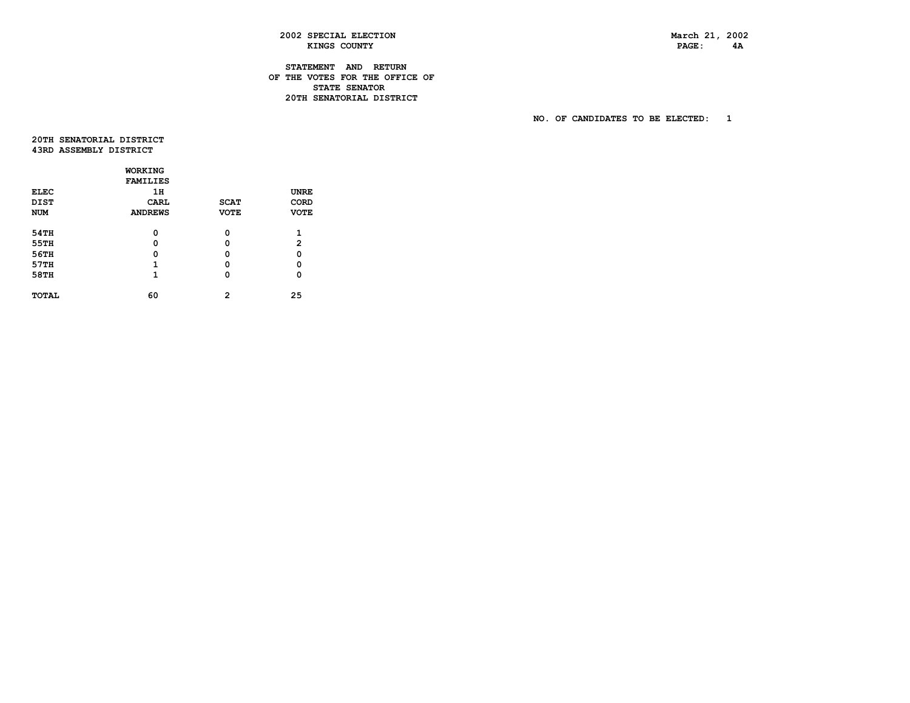# 2002 SPECIAL ELECTION
## KINGS COUNTY

March 21, 2002

### STATEMENT AND RETURN OF THE VOTES FOR THE OFFICE OF STATE SENATOR 20TH SENATORIAL DISTRICT

NO. OF CANDIDATES TO BE ELECTED: 1

**20TH SENATORIAL DISTRICT**
**43RD ASSEMBLY DISTRICT**

| ELEC DIST NUM | WORKING FAMILIES 1H CARL ANDREWS | SCAT VOTE | UNRE CORD VOTE |
|---|---|---|---|
| 54TH | 0 | 0 | 1 |
| 55TH | 0 | 0 | 2 |
| 56TH | 0 | 0 | 0 |
| 57TH | 1 | 0 | 0 |
| 58TH | 1 | 0 | 0 |
| TOTAL | 60 | 2 | 25 |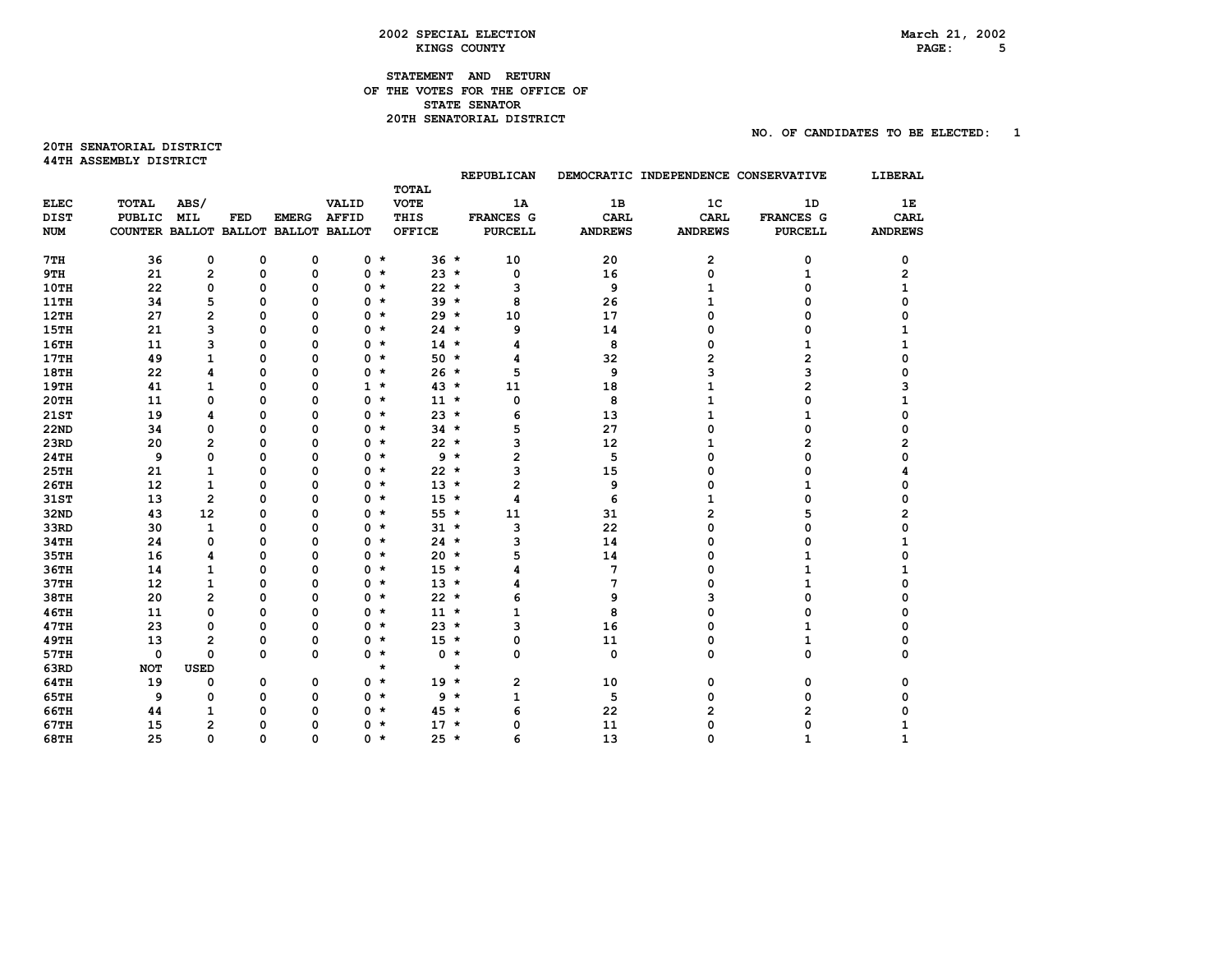**2002 SPECIAL ELECTION**
**KINGS COUNTY**

March 21, 2002

**STATEMENT AND RETURN**
**OF THE VOTES FOR THE OFFICE OF**
**STATE SENATOR**
**20TH SENATORIAL DISTRICT**

NO. OF CANDIDATES TO BE ELECTED: 1

**20TH SENATORIAL DISTRICT**
**44TH ASSEMBLY DISTRICT**

| ELEC DIST NUM | TOTAL PUBLIC COUNTER | ABS/ MIL BALLOT | FED BALLOT | EMERG BALLOT | VALID AFFID BALLOT | | TOTAL VOTE THIS OFFICE | | REPUBLICAN 1A FRANCES G PURCELL | DEMOCRATIC 1B CARL ANDREWS | INDEPENDENCE 1C CARL ANDREWS | CONSERVATIVE 1D FRANCES G PURCELL | LIBERAL 1E CARL ANDREWS |
|---|---|---|---|---|---|---|---|---|---|---|---|---|---|
| 7TH | 36 | 0 | 0 | 0 | 0 | * | 36 | * | 10 | 20 | 2 | 0 | 0 |
| 9TH | 21 | 2 | 0 | 0 | 0 | * | 23 | * | 0 | 16 | 0 | 1 | 2 |
| 10TH | 22 | 0 | 0 | 0 | 0 | * | 22 | * | 3 | 9 | 1 | 0 | 1 |
| 11TH | 34 | 5 | 0 | 0 | 0 | * | 39 | * | 8 | 26 | 1 | 0 | 0 |
| 12TH | 27 | 2 | 0 | 0 | 0 | * | 29 | * | 10 | 17 | 0 | 0 | 0 |
| 15TH | 21 | 3 | 0 | 0 | 0 | * | 24 | * | 9 | 14 | 0 | 0 | 1 |
| 16TH | 11 | 3 | 0 | 0 | 0 | * | 14 | * | 4 | 8 | 0 | 1 | 1 |
| 17TH | 49 | 1 | 0 | 0 | 0 | * | 50 | * | 4 | 32 | 2 | 2 | 0 |
| 18TH | 22 | 4 | 0 | 0 | 0 | * | 26 | * | 5 | 9 | 3 | 3 | 0 |
| 19TH | 41 | 1 | 0 | 0 | 1 | * | 43 | * | 11 | 18 | 1 | 2 | 3 |
| 20TH | 11 | 0 | 0 | 0 | 0 | * | 11 | * | 0 | 8 | 1 | 0 | 1 |
| 21ST | 19 | 4 | 0 | 0 | 0 | * | 23 | * | 6 | 13 | 1 | 1 | 0 |
| 22ND | 34 | 0 | 0 | 0 | 0 | * | 34 | * | 5 | 27 | 0 | 0 | 0 |
| 23RD | 20 | 2 | 0 | 0 | 0 | * | 22 | * | 3 | 12 | 1 | 2 | 2 |
| 24TH | 9 | 0 | 0 | 0 | 0 | * | 9 | * | 2 | 5 | 0 | 0 | 0 |
| 25TH | 21 | 1 | 0 | 0 | 0 | * | 22 | * | 3 | 15 | 0 | 0 | 4 |
| 26TH | 12 | 1 | 0 | 0 | 0 | * | 13 | * | 2 | 9 | 0 | 1 | 0 |
| 31ST | 13 | 2 | 0 | 0 | 0 | * | 15 | * | 4 | 6 | 1 | 0 | 0 |
| 32ND | 43 | 12 | 0 | 0 | 0 | * | 55 | * | 11 | 31 | 2 | 5 | 2 |
| 33RD | 30 | 1 | 0 | 0 | 0 | * | 31 | * | 3 | 22 | 0 | 0 | 0 |
| 34TH | 24 | 0 | 0 | 0 | 0 | * | 24 | * | 3 | 14 | 0 | 0 | 1 |
| 35TH | 16 | 4 | 0 | 0 | 0 | * | 20 | * | 5 | 14 | 0 | 1 | 0 |
| 36TH | 14 | 1 | 0 | 0 | 0 | * | 15 | * | 4 | 7 | 0 | 1 | 1 |
| 37TH | 12 | 1 | 0 | 0 | 0 | * | 13 | * | 4 | 7 | 0 | 1 | 0 |
| 38TH | 20 | 2 | 0 | 0 | 0 | * | 22 | * | 6 | 9 | 3 | 0 | 0 |
| 46TH | 11 | 0 | 0 | 0 | 0 | * | 11 | * | 1 | 8 | 0 | 0 | 0 |
| 47TH | 23 | 0 | 0 | 0 | 0 | * | 23 | * | 3 | 16 | 0 | 1 | 0 |
| 49TH | 13 | 2 | 0 | 0 | 0 | * | 15 | * | 0 | 11 | 0 | 1 | 0 |
| 57TH | 0 | 0 | 0 | 0 | 0 | * | 0 | * | 0 | 0 | 0 | 0 | 0 |
| 63RD | NOT | USED | | | | * | | * | | | | | |
| 64TH | 19 | 0 | 0 | 0 | 0 | * | 19 | * | 2 | 10 | 0 | 0 | 0 |
| 65TH | 9 | 0 | 0 | 0 | 0 | * | 9 | * | 1 | 5 | 0 | 0 | 0 |
| 66TH | 44 | 1 | 0 | 0 | 0 | * | 45 | * | 6 | 22 | 2 | 2 | 0 |
| 67TH | 15 | 2 | 0 | 0 | 0 | * | 17 | * | 0 | 11 | 0 | 0 | 1 |
| 68TH | 25 | 0 | 0 | 0 | 0 | * | 25 | * | 6 | 13 | 0 | 1 | 1 |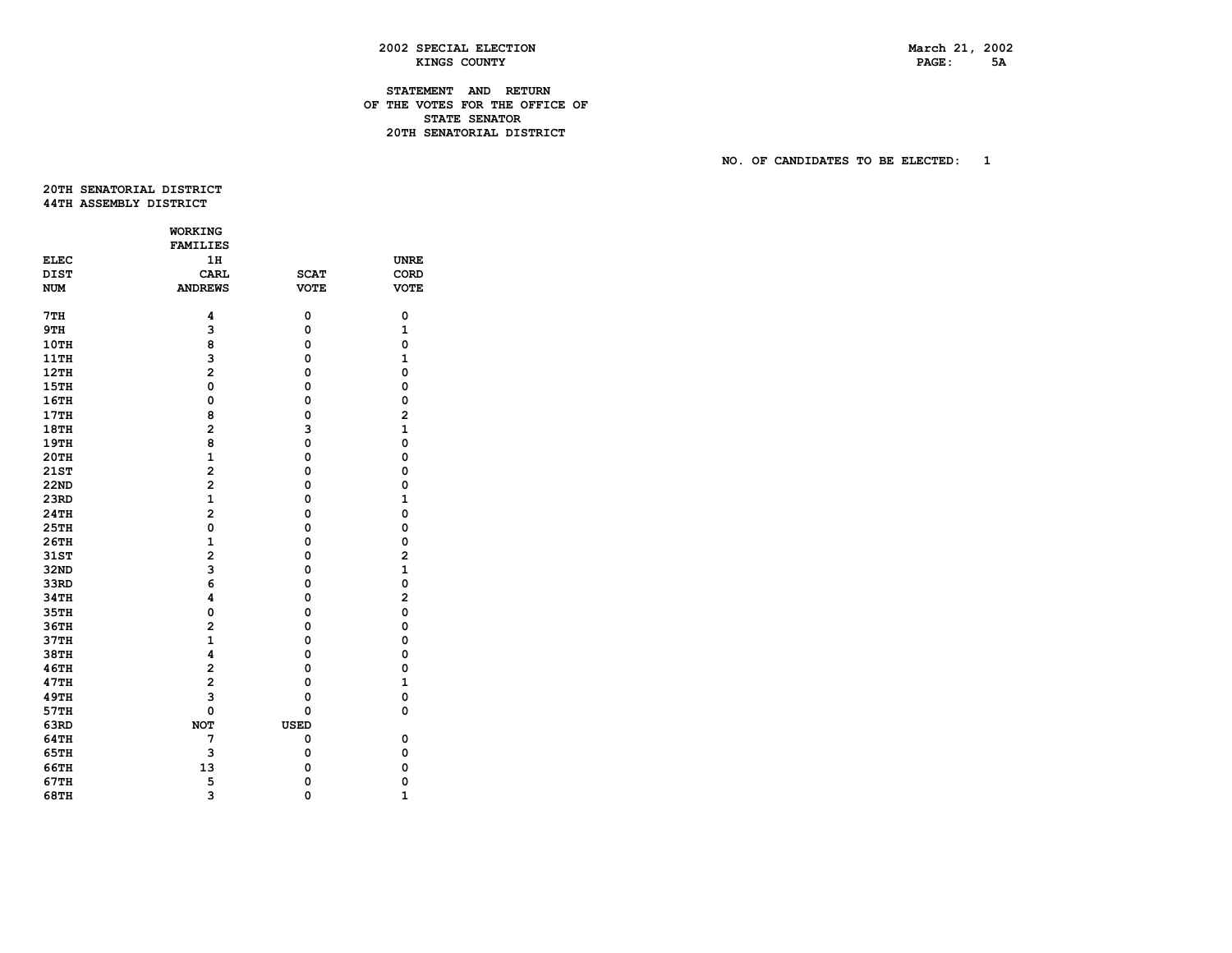2002 SPECIAL ELECTION
KINGS COUNTY

March 21, 2002

**STATEMENT AND RETURN
OF THE VOTES FOR THE OFFICE OF
STATE SENATOR
20TH SENATORIAL DISTRICT**

NO. OF CANDIDATES TO BE ELECTED: 1

**20TH SENATORIAL DISTRICT
44TH ASSEMBLY DISTRICT**

| ELEC DIST NUM | WORKING FAMILIES 1H CARL ANDREWS | SCAT VOTE | UNRE CORD VOTE |
|---|---|---|---|
| 7TH | 4 | 0 | 0 |
| 9TH | 3 | 0 | 1 |
| 10TH | 8 | 0 | 0 |
| 11TH | 3 | 0 | 1 |
| 12TH | 2 | 0 | 0 |
| 15TH | 0 | 0 | 0 |
| 16TH | 0 | 0 | 0 |
| 17TH | 8 | 0 | 2 |
| 18TH | 2 | 3 | 1 |
| 19TH | 8 | 0 | 0 |
| 20TH | 1 | 0 | 0 |
| 21ST | 2 | 0 | 0 |
| 22ND | 2 | 0 | 0 |
| 23RD | 1 | 0 | 1 |
| 24TH | 2 | 0 | 0 |
| 25TH | 0 | 0 | 0 |
| 26TH | 1 | 0 | 0 |
| 31ST | 2 | 0 | 2 |
| 32ND | 3 | 0 | 1 |
| 33RD | 6 | 0 | 0 |
| 34TH | 4 | 0 | 2 |
| 35TH | 0 | 0 | 0 |
| 36TH | 2 | 0 | 0 |
| 37TH | 1 | 0 | 0 |
| 38TH | 4 | 0 | 0 |
| 46TH | 2 | 0 | 0 |
| 47TH | 2 | 0 | 1 |
| 49TH | 3 | 0 | 0 |
| 57TH | 0 | 0 | 0 |
| 63RD | NOT | USED | |
| 64TH | 7 | 0 | 0 |
| 65TH | 3 | 0 | 0 |
| 66TH | 13 | 0 | 0 |
| 67TH | 5 | 0 | 0 |
| 68TH | 3 | 0 | 1 |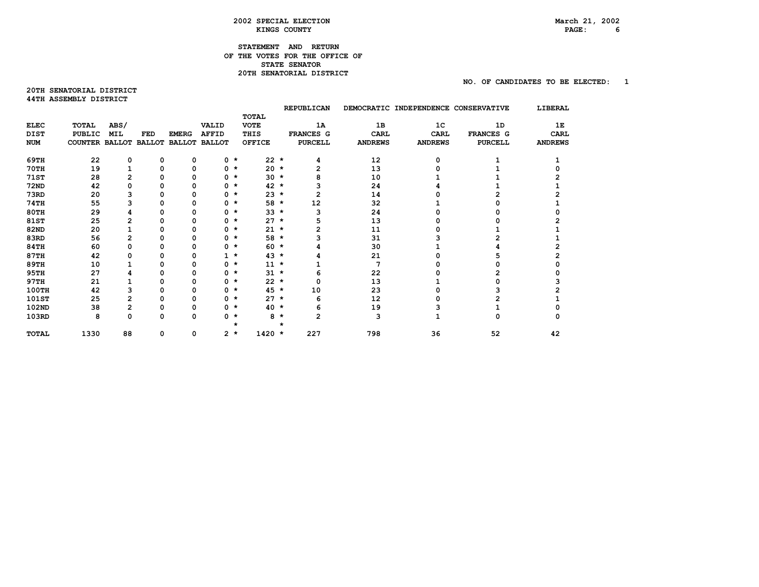**2002 SPECIAL ELECTION**
**KINGS COUNTY**

March 21, 2002

**STATEMENT AND RETURN**
**OF THE VOTES FOR THE OFFICE OF**
**STATE SENATOR**
**20TH SENATORIAL DISTRICT**

NO. OF CANDIDATES TO BE ELECTED: 1

**20TH SENATORIAL DISTRICT**
**44TH ASSEMBLY DISTRICT**

| ELEC DIST NUM | TOTAL PUBLIC COUNTER | ABS/ MIL BALLOT | FED BALLOT | EMERG BALLOT | VALID AFFID BALLOT | TOTAL VOTE THIS OFFICE | REPUBLICAN 1A FRANCES G PURCELL | DEMOCRATIC 1B CARL ANDREWS | INDEPENDENCE 1C CARL ANDREWS | CONSERVATIVE 1D FRANCES G PURCELL | LIBERAL 1E CARL ANDREWS |
|---|---|---|---|---|---|---|---|---|---|---|---|
| 69TH | 22 | 0 | 0 | 0 | 0 | 22 | 4 | 12 | 0 | 1 | 1 |
| 70TH | 19 | 1 | 0 | 0 | 0 | 20 | 2 | 13 | 0 | 1 | 0 |
| 71ST | 28 | 2 | 0 | 0 | 0 | 30 | 8 | 10 | 1 | 1 | 2 |
| 72ND | 42 | 0 | 0 | 0 | 0 | 42 | 3 | 24 | 4 | 1 | 1 |
| 73RD | 20 | 3 | 0 | 0 | 0 | 23 | 2 | 14 | 0 | 2 | 2 |
| 74TH | 55 | 3 | 0 | 0 | 0 | 58 | 12 | 32 | 1 | 0 | 1 |
| 80TH | 29 | 4 | 0 | 0 | 0 | 33 | 3 | 24 | 0 | 0 | 0 |
| 81ST | 25 | 2 | 0 | 0 | 0 | 27 | 5 | 13 | 0 | 0 | 2 |
| 82ND | 20 | 1 | 0 | 0 | 0 | 21 | 2 | 11 | 0 | 1 | 1 |
| 83RD | 56 | 2 | 0 | 0 | 0 | 58 | 3 | 31 | 3 | 2 | 1 |
| 84TH | 60 | 0 | 0 | 0 | 0 | 60 | 4 | 30 | 1 | 4 | 2 |
| 87TH | 42 | 0 | 0 | 0 | 1 | 43 | 4 | 21 | 0 | 5 | 2 |
| 89TH | 10 | 1 | 0 | 0 | 0 | 11 | 1 | 7 | 0 | 0 | 0 |
| 95TH | 27 | 4 | 0 | 0 | 0 | 31 | 6 | 22 | 0 | 2 | 0 |
| 97TH | 21 | 1 | 0 | 0 | 0 | 22 | 0 | 13 | 1 | 0 | 3 |
| 100TH | 42 | 3 | 0 | 0 | 0 | 45 | 10 | 23 | 0 | 3 | 2 |
| 101ST | 25 | 2 | 0 | 0 | 0 | 27 | 6 | 12 | 0 | 2 | 1 |
| 102ND | 38 | 2 | 0 | 0 | 0 | 40 | 6 | 19 | 3 | 1 | 0 |
| 103RD | 8 | 0 | 0 | 0 | 0 | 8 | 2 | 3 | 1 | 0 | 0 |
| TOTAL | 1330 | 88 | 0 | 0 | 2 | 1420 | 227 | 798 | 36 | 52 | 42 |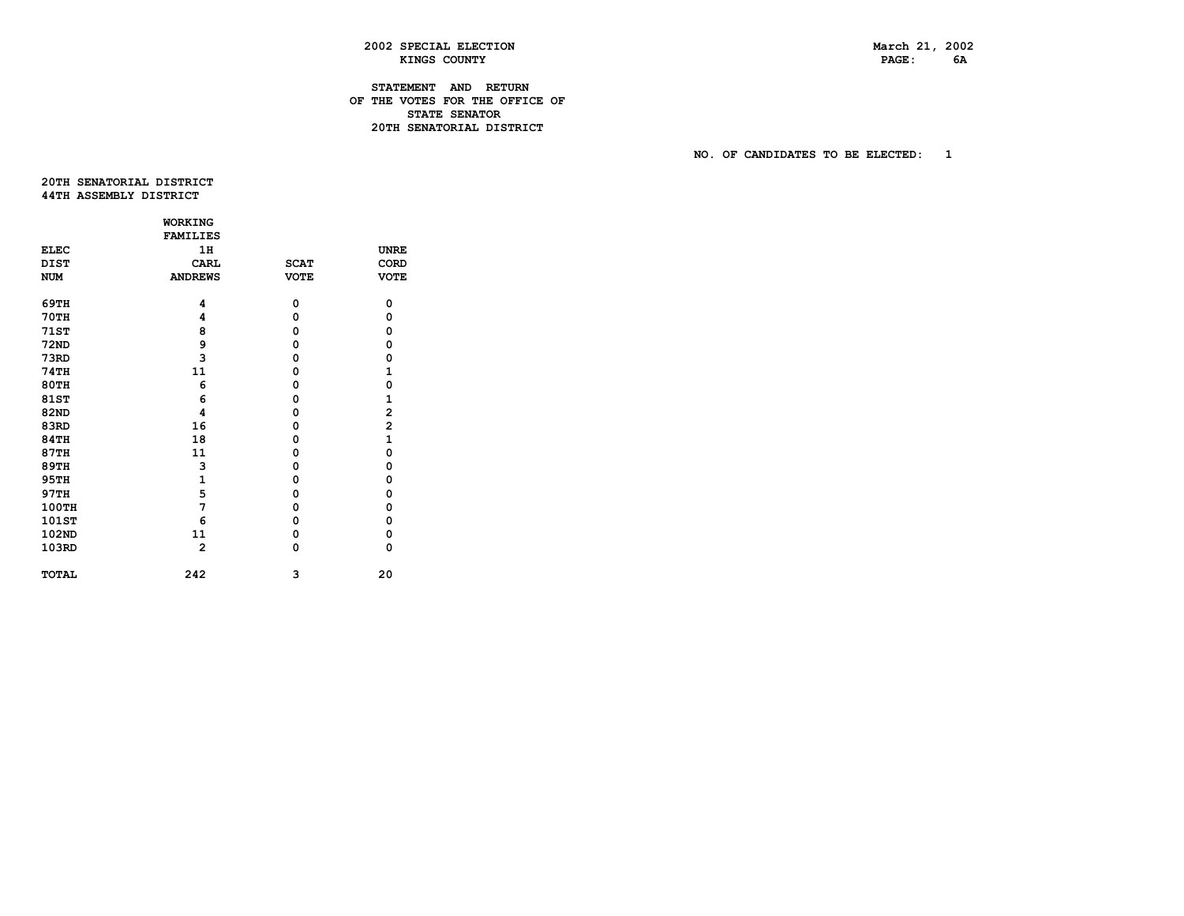2002 SPECIAL ELECTION
KINGS COUNTY

March 21, 2002

## STATEMENT AND RETURN OF THE VOTES FOR THE OFFICE OF STATE SENATOR 20TH SENATORIAL DISTRICT

NO. OF CANDIDATES TO BE ELECTED: 1

20TH SENATORIAL DISTRICT
44TH ASSEMBLY DISTRICT

| ELEC DIST NUM | WORKING FAMILIES 1H CARL ANDREWS | SCAT VOTE | UNRE CORD VOTE |
|---|---|---|---|
| 69TH | 4 | 0 | 0 |
| 70TH | 4 | 0 | 0 |
| 71ST | 8 | 0 | 0 |
| 72ND | 9 | 0 | 0 |
| 73RD | 3 | 0 | 0 |
| 74TH | 11 | 0 | 1 |
| 80TH | 6 | 0 | 0 |
| 81ST | 6 | 0 | 1 |
| 82ND | 4 | 0 | 2 |
| 83RD | 16 | 0 | 2 |
| 84TH | 18 | 0 | 1 |
| 87TH | 11 | 0 | 0 |
| 89TH | 3 | 0 | 0 |
| 95TH | 1 | 0 | 0 |
| 97TH | 5 | 0 | 0 |
| 100TH | 7 | 0 | 0 |
| 101ST | 6 | 0 | 0 |
| 102ND | 11 | 0 | 0 |
| 103RD | 2 | 0 | 0 |
| TOTAL | 242 | 3 | 20 |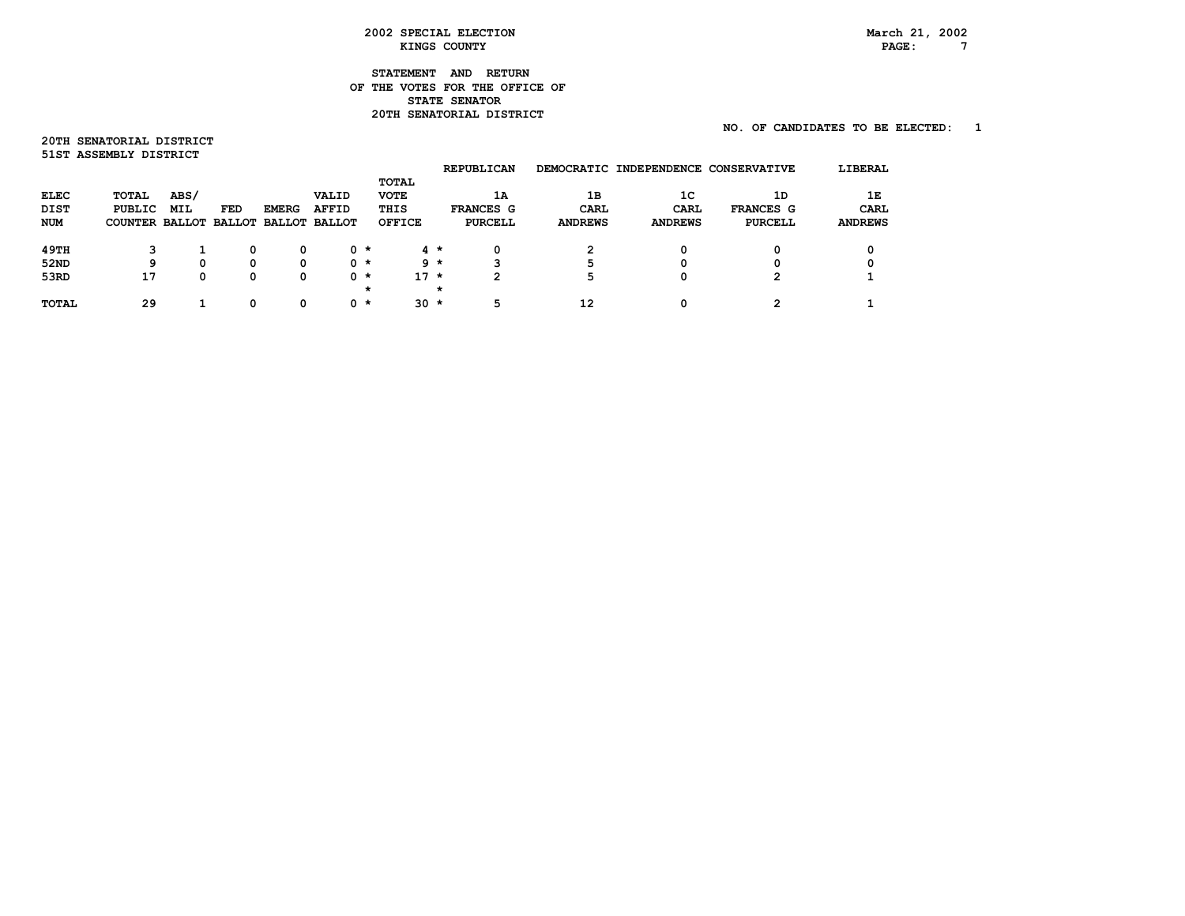2002 SPECIAL ELECTION
KINGS COUNTY

March 21, 2002

STATEMENT AND RETURN
OF THE VOTES FOR THE OFFICE OF
STATE SENATOR
20TH SENATORIAL DISTRICT

NO. OF CANDIDATES TO BE ELECTED: 1

20TH SENATORIAL DISTRICT
51ST ASSEMBLY DISTRICT

| ELEC DIST NUM | TOTAL PUBLIC COUNTER | ABS/ MIL BALLOT | FED BALLOT | EMERG BALLOT | VALID AFFID BALLOT | TOTAL VOTE THIS OFFICE | REPUBLICAN 1A FRANCES G PURCELL | DEMOCRATIC 1B CARL ANDREWS | INDEPENDENCE 1C CARL ANDREWS | CONSERVATIVE 1D FRANCES G PURCELL | LIBERAL 1E CARL ANDREWS |
|---|---|---|---|---|---|---|---|---|---|---|---|
| 49TH | 3 | 1 | 0 | 0 | 0 | 4 | 0 | 2 | 0 | 0 | 0 |
| 52ND | 9 | 0 | 0 | 0 | 0 | 9 | 3 | 5 | 0 | 0 | 0 |
| 53RD | 17 | 0 | 0 | 0 | 0 | 17 | 2 | 5 | 0 | 2 | 1 |
| TOTAL | 29 | 1 | 0 | 0 | 0 | 30 | 5 | 12 | 0 | 2 | 1 |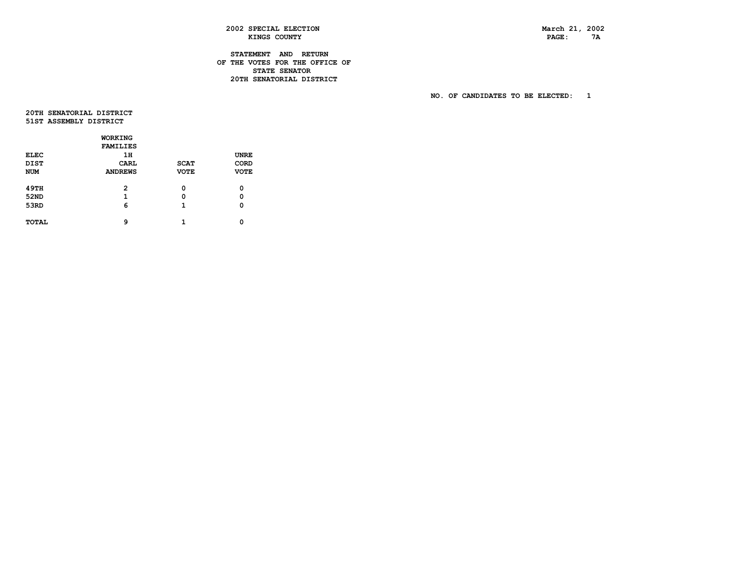2002 SPECIAL ELECTION
KINGS COUNTY

March 21, 2002

STATEMENT AND RETURN
OF THE VOTES FOR THE OFFICE OF
STATE SENATOR
20TH SENATORIAL DISTRICT

NO. OF CANDIDATES TO BE ELECTED: 1

20TH SENATORIAL DISTRICT
51ST ASSEMBLY DISTRICT

| ELEC DIST NUM | WORKING FAMILIES 1H CARL ANDREWS | SCAT VOTE | UNRE CORD VOTE |
|---|---|---|---|
| 49TH | 2 | 0 | 0 |
| 52ND | 1 | 0 | 0 |
| 53RD | 6 | 1 | 0 |
| TOTAL | 9 | 1 | 0 |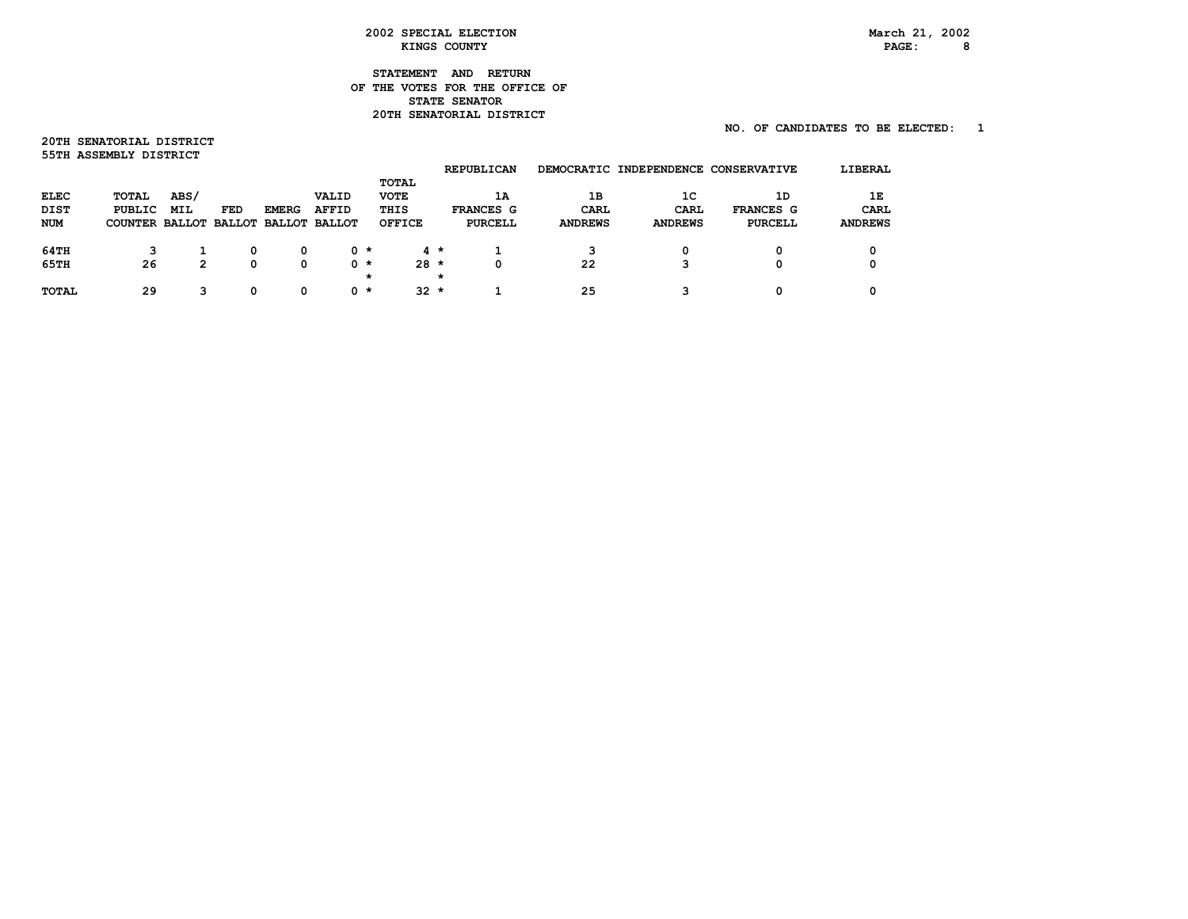2002 SPECIAL ELECTION
KINGS COUNTY

March 21, 2002

STATEMENT AND RETURN
OF THE VOTES FOR THE OFFICE OF
STATE SENATOR
20TH SENATORIAL DISTRICT

NO. OF CANDIDATES TO BE ELECTED: 1

20TH SENATORIAL DISTRICT
55TH ASSEMBLY DISTRICT

| ELEC DIST NUM | TOTAL PUBLIC COUNTER | ABS/ MIL BALLOT | FED BALLOT | EMERG BALLOT | VALID AFFID BALLOT | TOTAL VOTE THIS OFFICE | REPUBLICAN 1A FRANCES G PURCELL | DEMOCRATIC 1B CARL ANDREWS | INDEPENDENCE 1C CARL ANDREWS | CONSERVATIVE 1D FRANCES G PURCELL | LIBERAL 1E CARL ANDREWS |
|---|---|---|---|---|---|---|---|---|---|---|---|
| 64TH | 3 | 1 | 0 | 0 | 0 * | 4 * | 1 | 3 | 0 | 0 | 0 |
| 65TH | 26 | 2 | 0 | 0 | 0 * | 28 * | 0 | 22 | 3 | 0 | 0 |
| TOTAL | 29 | 3 | 0 | 0 | 0 * | 32 * | 1 | 25 | 3 | 0 | 0 |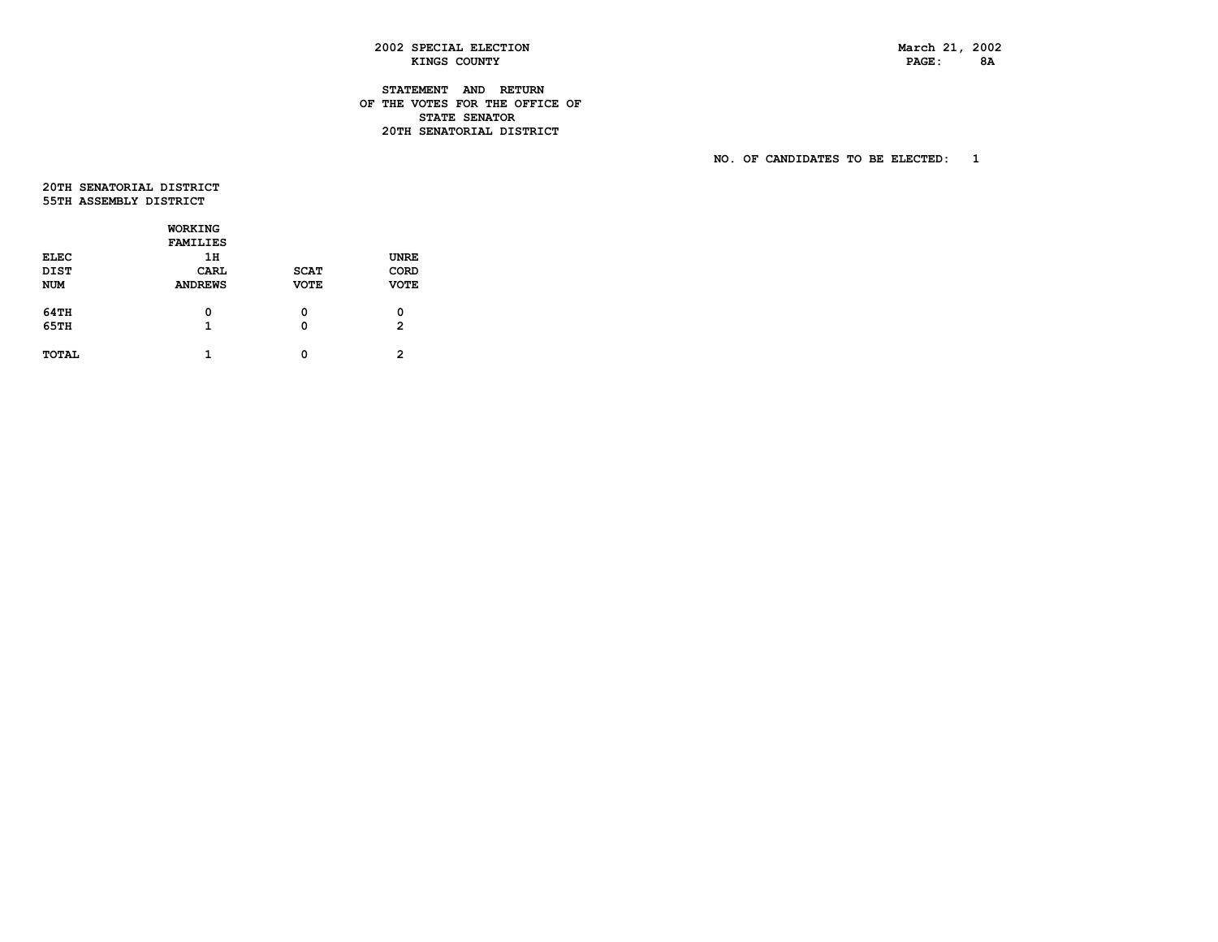2002 SPECIAL ELECTION
KINGS COUNTY

March 21, 2002
PAGE: 8A

## STATEMENT AND RETURN OF THE VOTES FOR THE OFFICE OF STATE SENATOR 20TH SENATORIAL DISTRICT

NO. OF CANDIDATES TO BE ELECTED: 1

20TH SENATORIAL DISTRICT
55TH ASSEMBLY DISTRICT

| ELEC DIST NUM | WORKING FAMILIES 1H CARL ANDREWS | SCAT VOTE | UNRE CORD VOTE |
|---|---|---|---|
| 64TH | 0 | 0 | 0 |
| 65TH | 1 | 0 | 2 |
| TOTAL | 1 | 0 | 2 |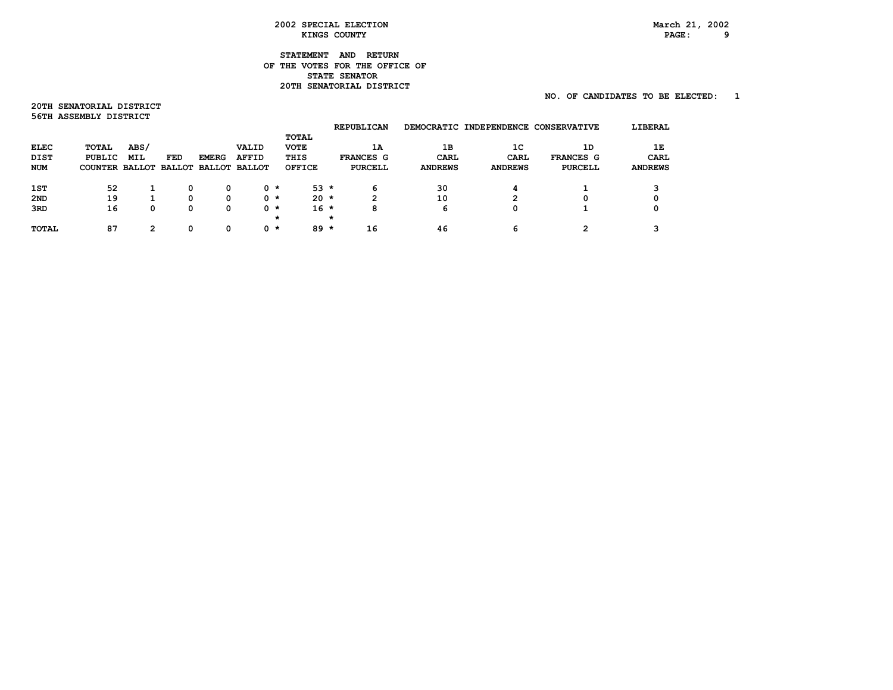2002 SPECIAL ELECTION
KINGS COUNTY

March 21, 2002

STATEMENT AND RETURN
OF THE VOTES FOR THE OFFICE OF
STATE SENATOR
20TH SENATORIAL DISTRICT

NO. OF CANDIDATES TO BE ELECTED: 1

20TH SENATORIAL DISTRICT
56TH ASSEMBLY DISTRICT

| ELEC DIST NUM | TOTAL PUBLIC COUNTER | ABS/ MIL BALLOT | FED BALLOT | EMERG BALLOT | VALID AFFID BALLOT | | TOTAL VOTE THIS OFFICE | | REPUBLICAN 1A FRANCES G PURCELL | DEMOCRATIC 1B CARL ANDREWS | INDEPENDENCE 1C CARL ANDREWS | CONSERVATIVE 1D FRANCES G PURCELL | LIBERAL 1E CARL ANDREWS |
|---|---|---|---|---|---|---|---|---|---|---|---|---|---|
| 1ST | 52 | 1 | 0 | 0 | 0 | * | 53 | * | 6 | 30 | 4 | 1 | 3 |
| 2ND | 19 | 1 | 0 | 0 | 0 | * | 20 | * | 2 | 10 | 2 | 0 | 0 |
| 3RD | 16 | 0 | 0 | 0 | 0 | * | 16 | * | 8 | 6 | 0 | 1 | 0 |
| | | | | | | * | | * | | | | | |
| TOTAL | 87 | 2 | 0 | 0 | 0 | * | 89 | * | 16 | 46 | 6 | 2 | 3 |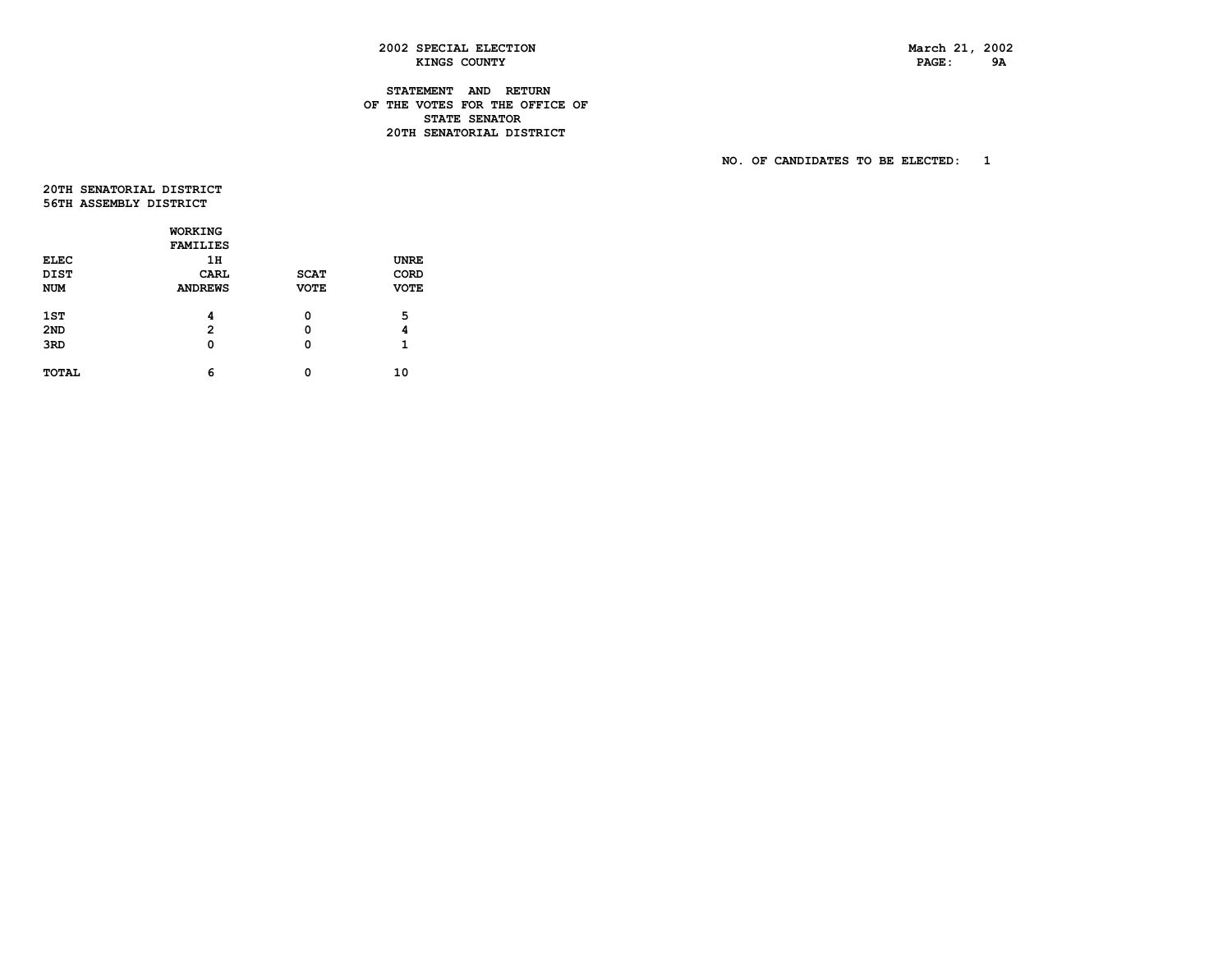2002 SPECIAL ELECTION
KINGS COUNTY

March 21, 2002
PAGE: 9A

**STATEMENT AND RETURN
OF THE VOTES FOR THE OFFICE OF
STATE SENATOR
20TH SENATORIAL DISTRICT**

NO. OF CANDIDATES TO BE ELECTED: 1

20TH SENATORIAL DISTRICT
56TH ASSEMBLY DISTRICT

| ELEC DIST NUM | WORKING FAMILIES 1H CARL ANDREWS | SCAT VOTE | UNRE CORD VOTE |
|---|---|---|---|
| 1ST | 4 | 0 | 5 |
| 2ND | 2 | 0 | 4 |
| 3RD | 0 | 0 | 1 |
| TOTAL | 6 | 0 | 10 |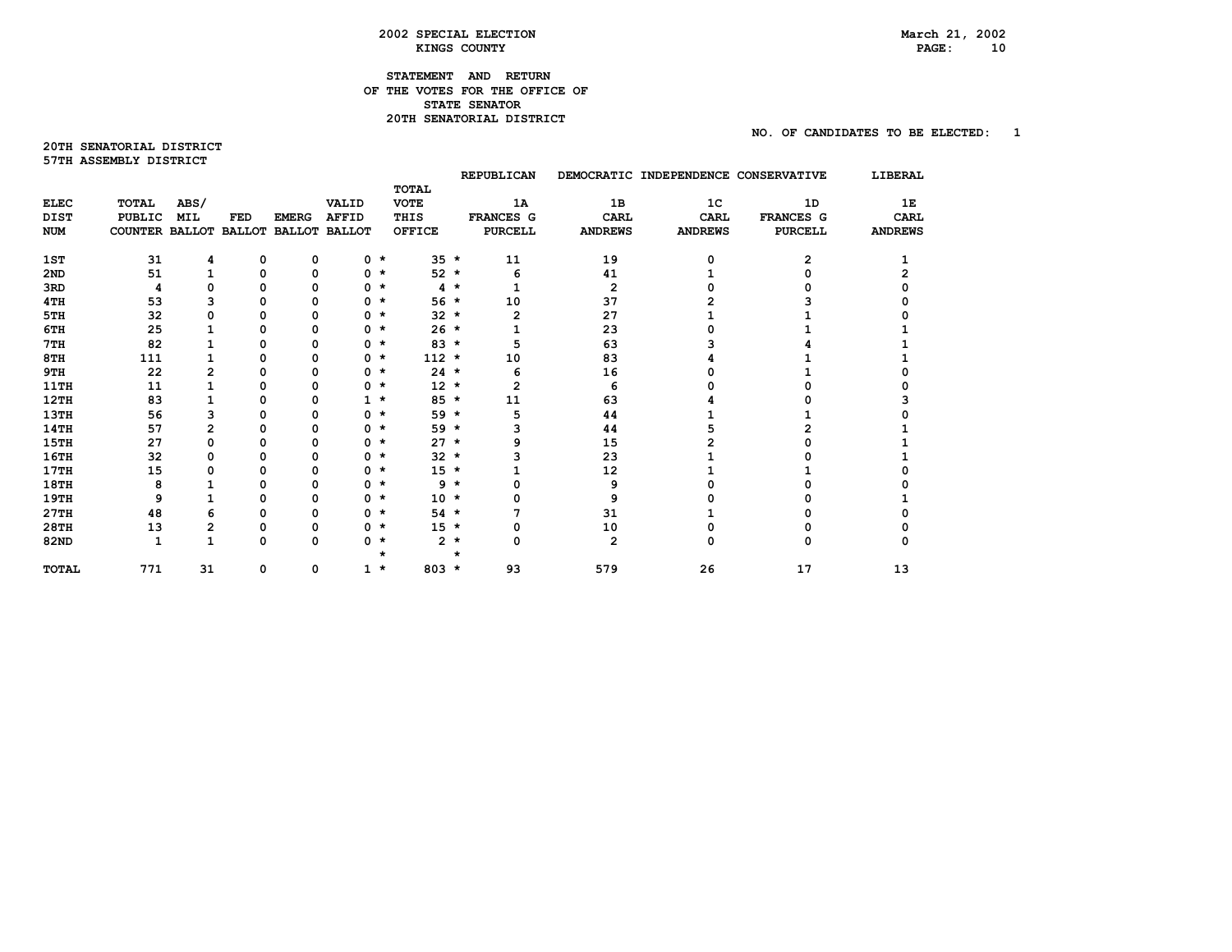# 2002 SPECIAL ELECTION
## KINGS COUNTY

March 21, 2002

### STATEMENT AND RETURN OF THE VOTES FOR THE OFFICE OF STATE SENATOR 20TH SENATORIAL DISTRICT

NO. OF CANDIDATES TO BE ELECTED: 1

**20TH SENATORIAL DISTRICT**
**57TH ASSEMBLY DISTRICT**

| ELEC DIST NUM | TOTAL PUBLIC COUNTER | ABS/ MIL BALLOT | FED BALLOT | EMERG BALLOT | VALID AFFID BALLOT | | TOTAL VOTE THIS OFFICE | | REPUBLICAN 1A FRANCES G PURCELL | DEMOCRATIC 1B CARL ANDREWS | INDEPENDENCE 1C CARL ANDREWS | CONSERVATIVE 1D FRANCES G PURCELL | LIBERAL 1E CARL ANDREWS |
|---|---|---|---|---|---|---|---|---|---|---|---|---|---|
| 1ST | 31 | 4 | 0 | 0 | 0 | * | 35 | * | 11 | 19 | 0 | 2 | 1 |
| 2ND | 51 | 1 | 0 | 0 | 0 | * | 52 | * | 6 | 41 | 1 | 0 | 2 |
| 3RD | 4 | 0 | 0 | 0 | 0 | * | 4 | * | 1 | 2 | 0 | 0 | 0 |
| 4TH | 53 | 3 | 0 | 0 | 0 | * | 56 | * | 10 | 37 | 2 | 3 | 0 |
| 5TH | 32 | 0 | 0 | 0 | 0 | * | 32 | * | 2 | 27 | 1 | 1 | 0 |
| 6TH | 25 | 1 | 0 | 0 | 0 | * | 26 | * | 1 | 23 | 0 | 1 | 1 |
| 7TH | 82 | 1 | 0 | 0 | 0 | * | 83 | * | 5 | 63 | 3 | 4 | 1 |
| 8TH | 111 | 1 | 0 | 0 | 0 | * | 112 | * | 10 | 83 | 4 | 1 | 1 |
| 9TH | 22 | 2 | 0 | 0 | 0 | * | 24 | * | 6 | 16 | 0 | 1 | 0 |
| 11TH | 11 | 1 | 0 | 0 | 0 | * | 12 | * | 2 | 6 | 0 | 0 | 0 |
| 12TH | 83 | 1 | 0 | 0 | 1 | * | 85 | * | 11 | 63 | 4 | 0 | 3 |
| 13TH | 56 | 3 | 0 | 0 | 0 | * | 59 | * | 5 | 44 | 1 | 1 | 0 |
| 14TH | 57 | 2 | 0 | 0 | 0 | * | 59 | * | 3 | 44 | 5 | 2 | 1 |
| 15TH | 27 | 0 | 0 | 0 | 0 | * | 27 | * | 9 | 15 | 2 | 0 | 1 |
| 16TH | 32 | 0 | 0 | 0 | 0 | * | 32 | * | 3 | 23 | 1 | 0 | 1 |
| 17TH | 15 | 0 | 0 | 0 | 0 | * | 15 | * | 1 | 12 | 1 | 1 | 0 |
| 18TH | 8 | 1 | 0 | 0 | 0 | * | 9 | * | 0 | 9 | 0 | 0 | 0 |
| 19TH | 9 | 1 | 0 | 0 | 0 | * | 10 | * | 0 | 9 | 0 | 0 | 1 |
| 27TH | 48 | 6 | 0 | 0 | 0 | * | 54 | * | 7 | 31 | 1 | 0 | 0 |
| 28TH | 13 | 2 | 0 | 0 | 0 | * | 15 | * | 0 | 10 | 0 | 0 | 0 |
| 82ND | 1 | 1 | 0 | 0 | 0 | * | 2 | * | 0 | 2 | 0 | 0 | 0 |
| | | | | | | * | | * | | | | | |
| TOTAL | 771 | 31 | 0 | 0 | 1 | * | 803 | * | 93 | 579 | 26 | 17 | 13 |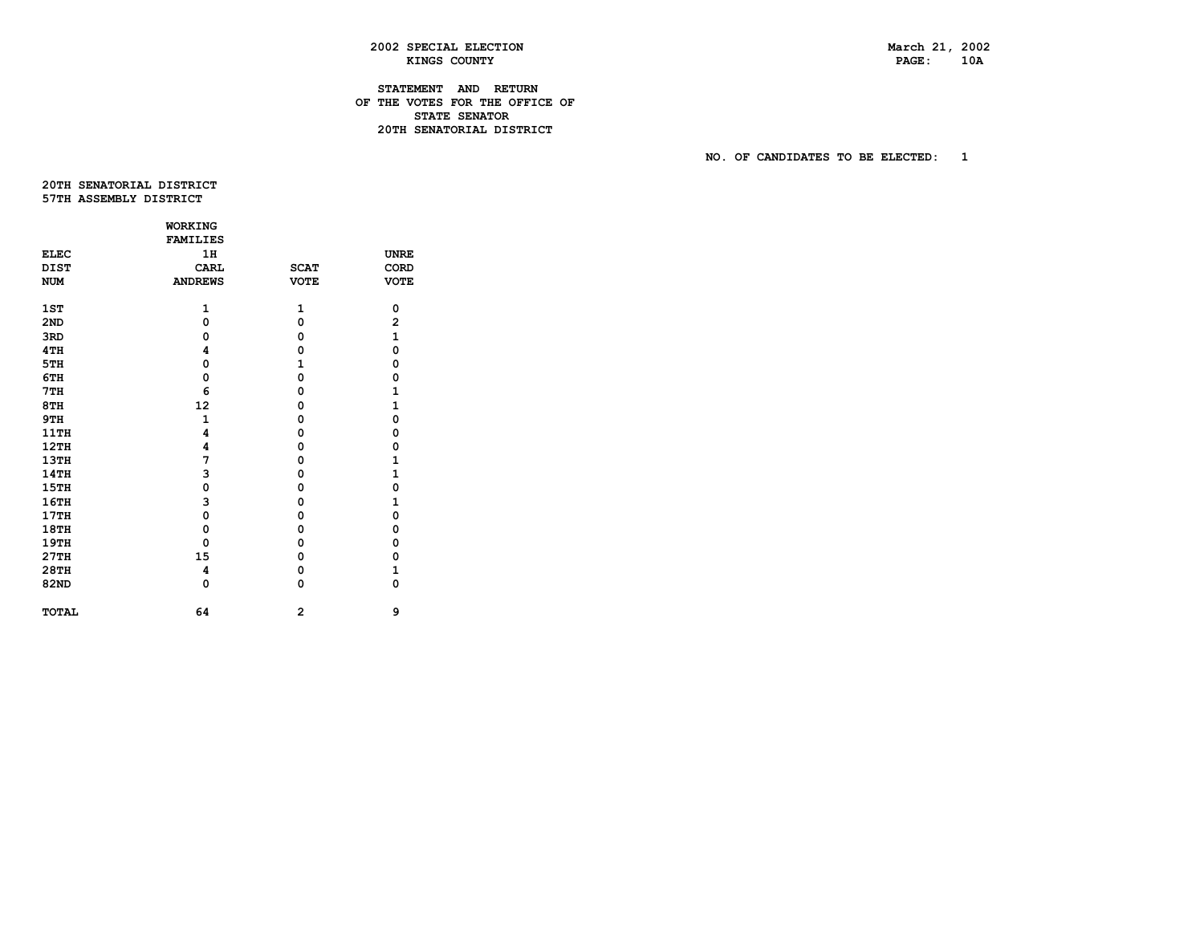2002 SPECIAL ELECTION
KINGS COUNTY

March 21, 2002
PAGE: 10A

# STATEMENT AND RETURN OF THE VOTES FOR THE OFFICE OF STATE SENATOR 20TH SENATORIAL DISTRICT

NO. OF CANDIDATES TO BE ELECTED: 1

## 20TH SENATORIAL DISTRICT
## 57TH ASSEMBLY DISTRICT

| ELEC DIST NUM | WORKING FAMILIES 1H CARL ANDREWS | SCAT VOTE | UNRE CORD VOTE |
|---|---|---|---|
| 1ST | 1 | 1 | 0 |
| 2ND | 0 | 0 | 2 |
| 3RD | 0 | 0 | 1 |
| 4TH | 4 | 0 | 0 |
| 5TH | 0 | 1 | 0 |
| 6TH | 0 | 0 | 0 |
| 7TH | 6 | 0 | 1 |
| 8TH | 12 | 0 | 1 |
| 9TH | 1 | 0 | 0 |
| 11TH | 4 | 0 | 0 |
| 12TH | 4 | 0 | 0 |
| 13TH | 7 | 0 | 1 |
| 14TH | 3 | 0 | 1 |
| 15TH | 0 | 0 | 0 |
| 16TH | 3 | 0 | 1 |
| 17TH | 0 | 0 | 0 |
| 18TH | 0 | 0 | 0 |
| 19TH | 0 | 0 | 0 |
| 27TH | 15 | 0 | 0 |
| 28TH | 4 | 0 | 1 |
| 82ND | 0 | 0 | 0 |
| TOTAL | 64 | 2 | 9 |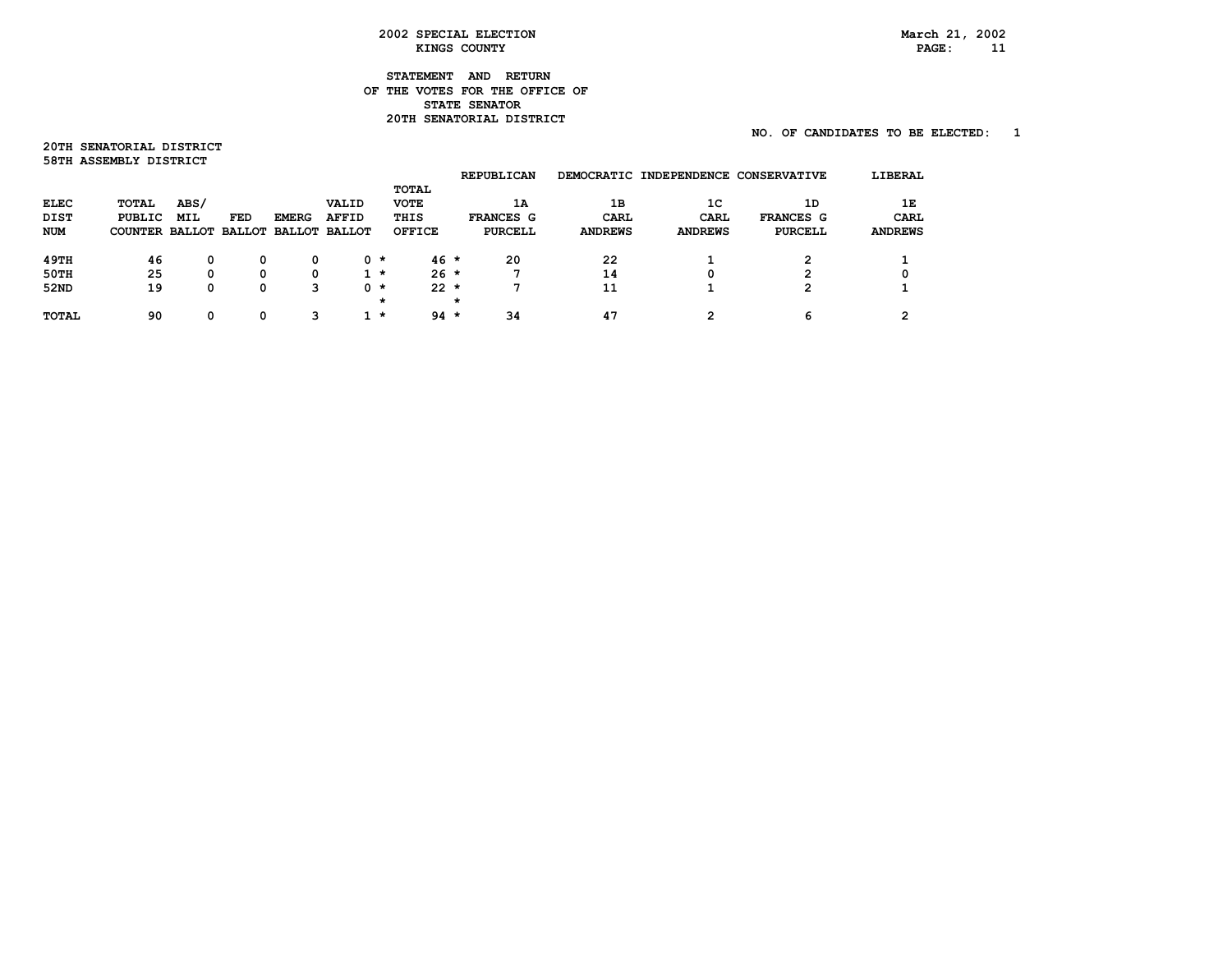**2002 SPECIAL ELECTION**
**KINGS COUNTY**

March 21, 2002

**STATEMENT AND RETURN OF THE VOTES FOR THE OFFICE OF STATE SENATOR**
**20TH SENATORIAL DISTRICT**

NO. OF CANDIDATES TO BE ELECTED: 1

**20TH SENATORIAL DISTRICT**
**58TH ASSEMBLY DISTRICT**

| ELEC DIST NUM | TOTAL PUBLIC COUNTER | ABS/ MIL BALLOT | FED BALLOT | EMERG BALLOT | VALID AFFID BALLOT | TOTAL VOTE THIS OFFICE | REPUBLICAN 1A FRANCES G PURCELL | DEMOCRATIC 1B CARL ANDREWS | INDEPENDENCE 1C CARL ANDREWS | CONSERVATIVE 1D FRANCES G PURCELL | LIBERAL 1E CARL ANDREWS |
|---|---|---|---|---|---|---|---|---|---|---|---|
| 49TH | 46 | 0 | 0 | 0 | 0 | 46 | 20 | 22 | 1 | 2 | 1 |
| 50TH | 25 | 0 | 0 | 0 | 1 | 26 | 7 | 14 | 0 | 2 | 0 |
| 52ND | 19 | 0 | 0 | 3 | 0 | 22 | 7 | 11 | 1 | 2 | 1 |
| TOTAL | 90 | 0 | 0 | 3 | 1 | 94 | 34 | 47 | 2 | 6 | 2 |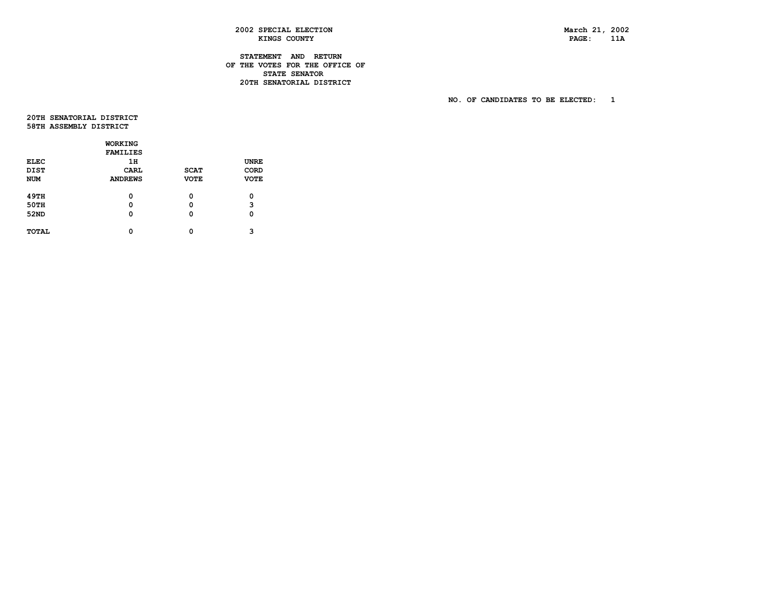2002 SPECIAL ELECTION
KINGS COUNTY

March 21, 2002
PAGE: 11A

# STATEMENT AND RETURN OF THE VOTES FOR THE OFFICE OF STATE SENATOR 20TH SENATORIAL DISTRICT

NO. OF CANDIDATES TO BE ELECTED: 1

20TH SENATORIAL DISTRICT
58TH ASSEMBLY DISTRICT

| ELEC DIST NUM | WORKING FAMILIES 1H CARL ANDREWS | SCAT VOTE | UNRE CORD VOTE |
|---|---|---|---|
| 49TH | 0 | 0 | 0 |
| 50TH | 0 | 0 | 3 |
| 52ND | 0 | 0 | 0 |
| TOTAL | 0 | 0 | 3 |